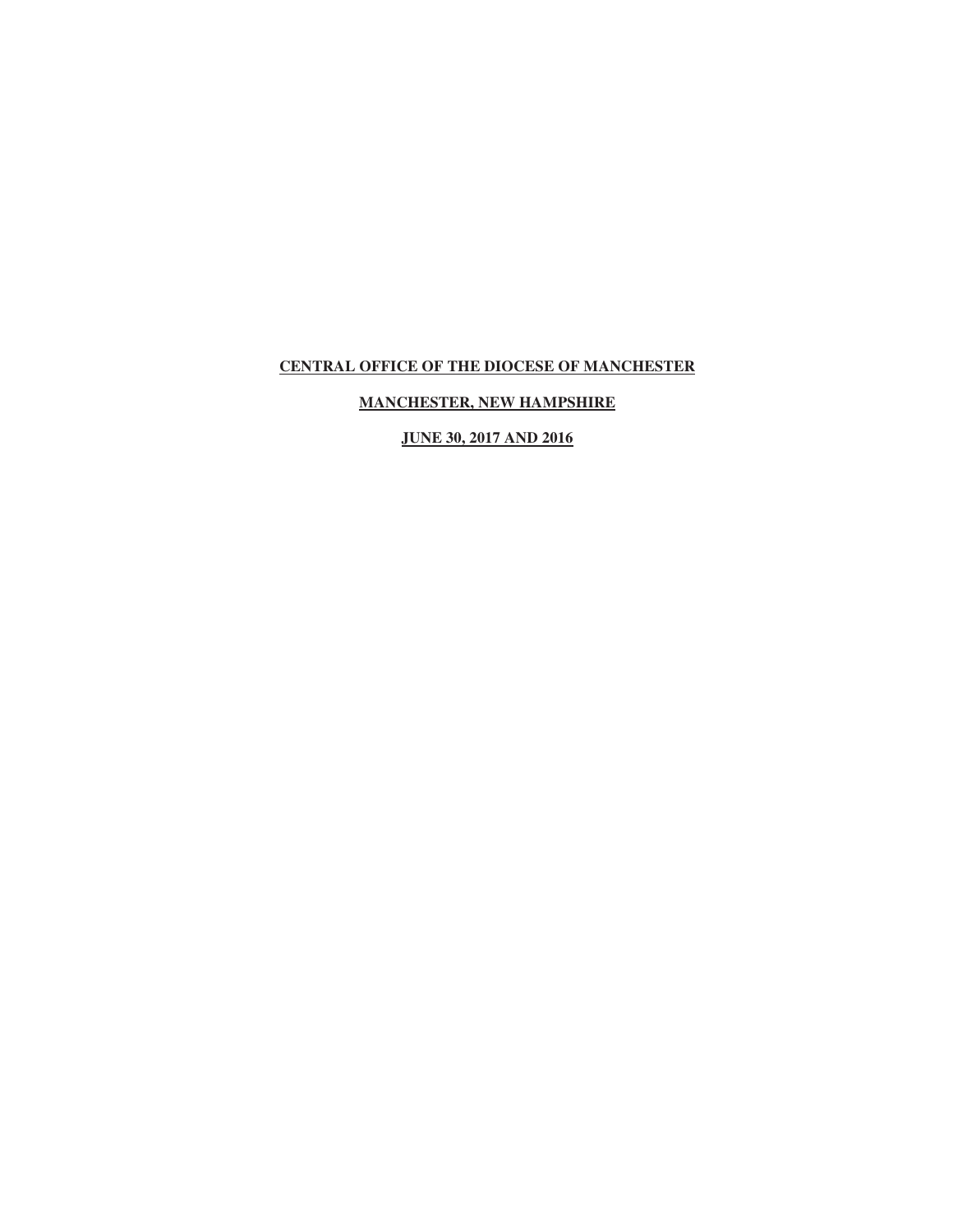**CENTRAL OFFICE OF THE DIOCESE OF MANCHESTER**

**MANCHESTER, NEW HAMPSHIRE**

**JUNE 30, 2017 AND 2016**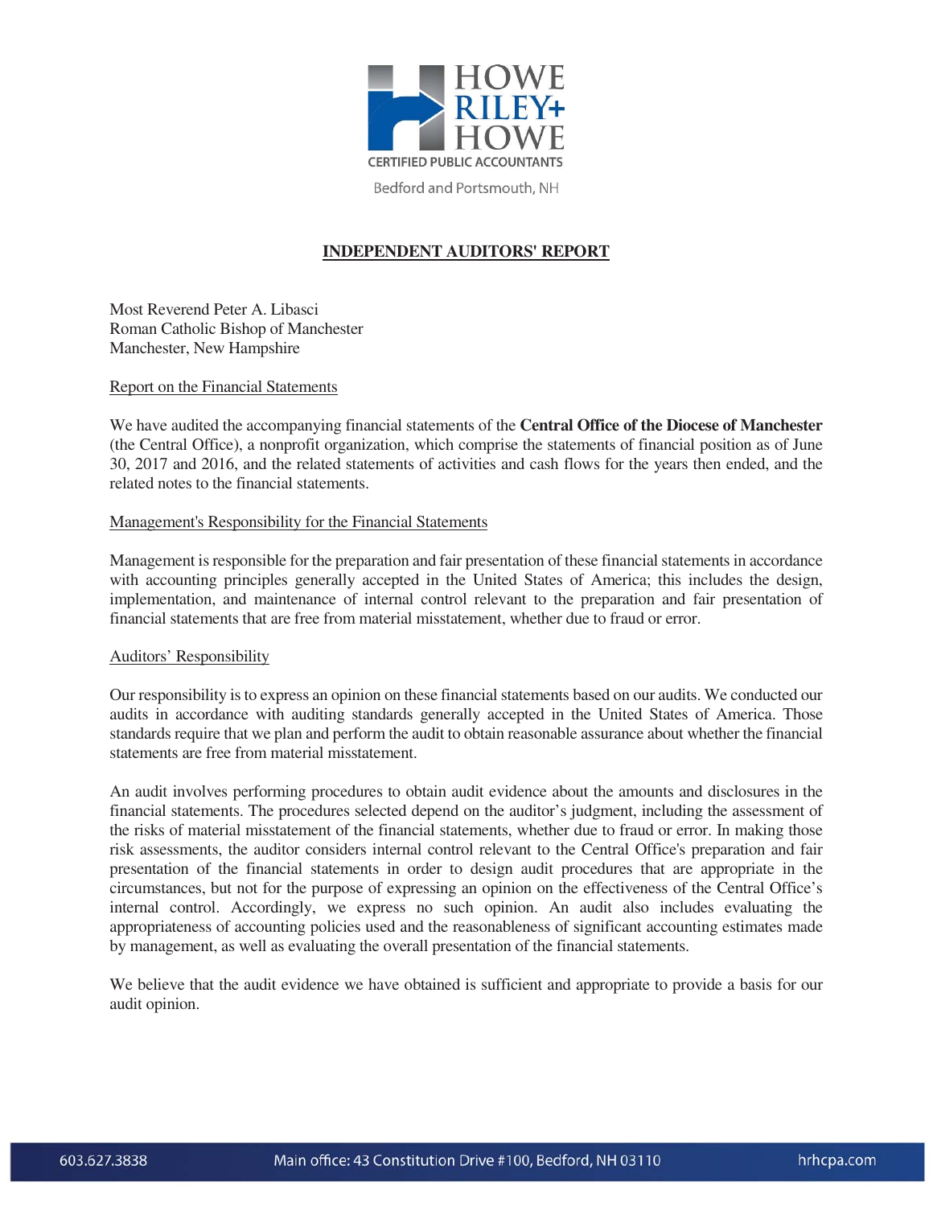HOWE RILEY+ HOWE
CERTIFIED PUBLIC ACCOUNTANTS
Bedford and Portsmouth, NH

# INDEPENDENT AUDITORS' REPORT

Most Reverend Peter A. Libasci
Roman Catholic Bishop of Manchester
Manchester, New Hampshire

## Report on the Financial Statements

We have audited the accompanying financial statements of the **Central Office of the Diocese of Manchester** (the Central Office), a nonprofit organization, which comprise the statements of financial position as of June 30, 2017 and 2016, and the related statements of activities and cash flows for the years then ended, and the related notes to the financial statements.

## Management's Responsibility for the Financial Statements

Management is responsible for the preparation and fair presentation of these financial statements in accordance with accounting principles generally accepted in the United States of America; this includes the design, implementation, and maintenance of internal control relevant to the preparation and fair presentation of financial statements that are free from material misstatement, whether due to fraud or error.

## Auditors' Responsibility

Our responsibility is to express an opinion on these financial statements based on our audits. We conducted our audits in accordance with auditing standards generally accepted in the United States of America. Those standards require that we plan and perform the audit to obtain reasonable assurance about whether the financial statements are free from material misstatement.

An audit involves performing procedures to obtain audit evidence about the amounts and disclosures in the financial statements. The procedures selected depend on the auditor's judgment, including the assessment of the risks of material misstatement of the financial statements, whether due to fraud or error. In making those risk assessments, the auditor considers internal control relevant to the Central Office's preparation and fair presentation of the financial statements in order to design audit procedures that are appropriate in the circumstances, but not for the purpose of expressing an opinion on the effectiveness of the Central Office's internal control. Accordingly, we express no such opinion. An audit also includes evaluating the appropriateness of accounting policies used and the reasonableness of significant accounting estimates made by management, as well as evaluating the overall presentation of the financial statements.

We believe that the audit evidence we have obtained is sufficient and appropriate to provide a basis for our audit opinion.

603.627.3838 Main office: 43 Constitution Drive #100, Bedford, NH 03110 hrhcpa.com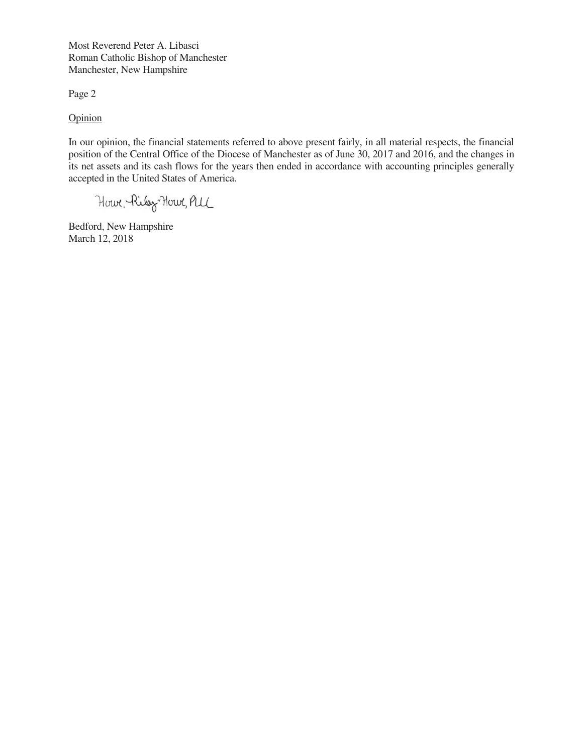Most Reverend Peter A. Libasci
Roman Catholic Bishop of Manchester
Manchester, New Hampshire

Page 2

Opinion

In our opinion, the financial statements referred to above present fairly, in all material respects, the financial position of the Central Office of the Diocese of Manchester as of June 30, 2017 and 2016, and the changes in its net assets and its cash flows for the years then ended in accordance with accounting principles generally accepted in the United States of America.

Howe, Riley-Howe, PLLC

Bedford, New Hampshire
March 12, 2018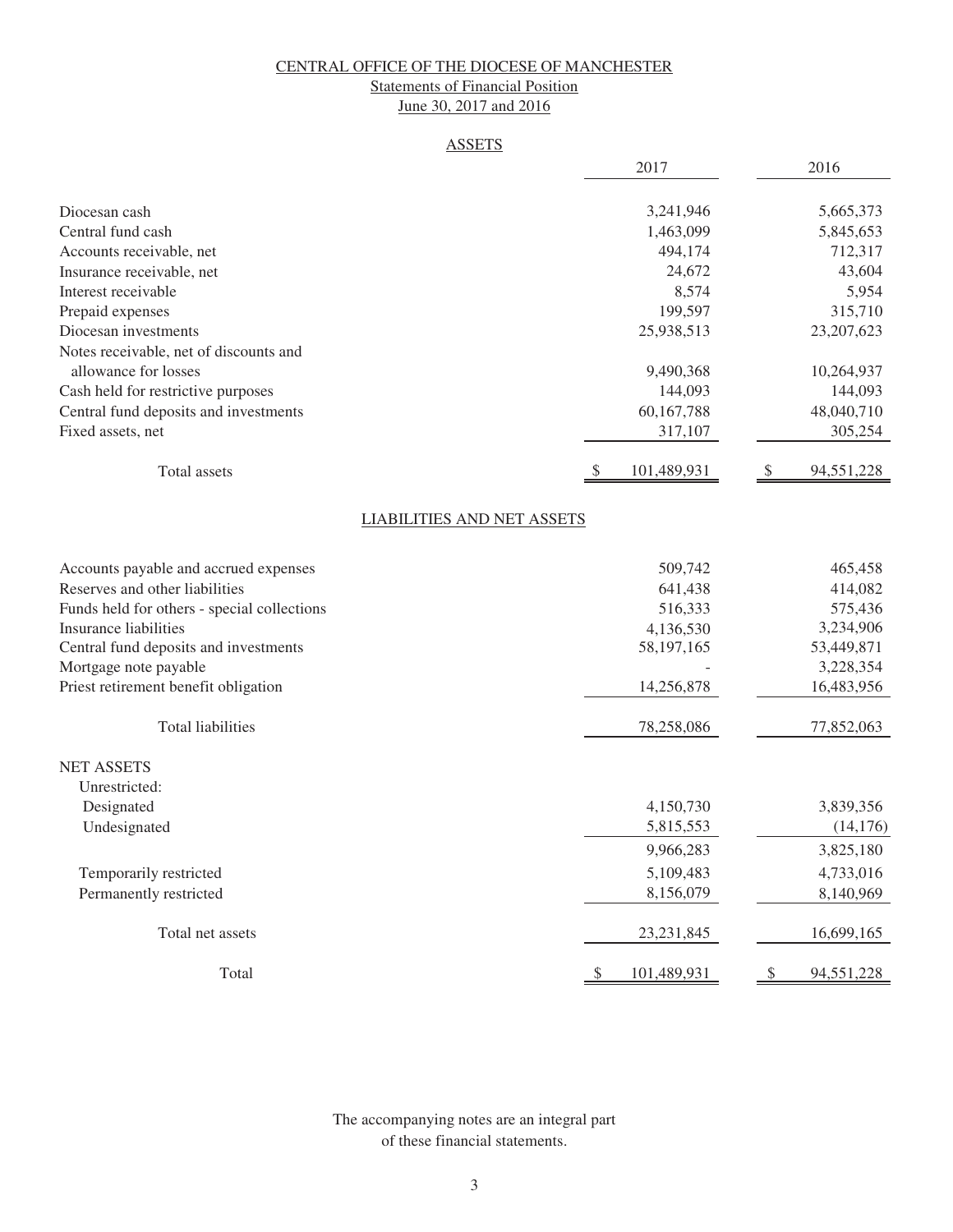# CENTRAL OFFICE OF THE DIOCESE OF MANCHESTER

## Statements of Financial Position

### June 30, 2017 and 2016

#### ASSETS

| | 2017 | 2016 |
|---|---|---|
| Diocesan cash | 3,241,946 | 5,665,373 |
| Central fund cash | 1,463,099 | 5,845,653 |
| Accounts receivable, net | 494,174 | 712,317 |
| Insurance receivable, net | 24,672 | 43,604 |
| Interest receivable | 8,574 | 5,954 |
| Prepaid expenses | 199,597 | 315,710 |
| Diocesan investments | 25,938,513 | 23,207,623 |
| Notes receivable, net of discounts and allowance for losses | 9,490,368 | 10,264,937 |
| Cash held for restrictive purposes | 144,093 | 144,093 |
| Central fund deposits and investments | 60,167,788 | 48,040,710 |
| Fixed assets, net | 317,107 | 305,254 |
| Total assets | $ 101,489,931 | $ 94,551,228 |

#### LIABILITIES AND NET ASSETS

| | 2017 | 2016 |
|---|---|---|
| Accounts payable and accrued expenses | 509,742 | 465,458 |
| Reserves and other liabilities | 641,438 | 414,082 |
| Funds held for others - special collections | 516,333 | 575,436 |
| Insurance liabilities | 4,136,530 | 3,234,906 |
| Central fund deposits and investments | 58,197,165 | 53,449,871 |
| Mortgage note payable | - | 3,228,354 |
| Priest retirement benefit obligation | 14,256,878 | 16,483,956 |
| Total liabilities | 78,258,086 | 77,852,063 |
| NET ASSETS | | |
| Unrestricted: | | |
| Designated | 4,150,730 | 3,839,356 |
| Undesignated | 5,815,553 | (14,176) |
| | 9,966,283 | 3,825,180 |
| Temporarily restricted | 5,109,483 | 4,733,016 |
| Permanently restricted | 8,156,079 | 8,140,969 |
| Total net assets | 23,231,845 | 16,699,165 |
| Total | $ 101,489,931 | $ 94,551,228 |

The accompanying notes are an integral part of these financial statements.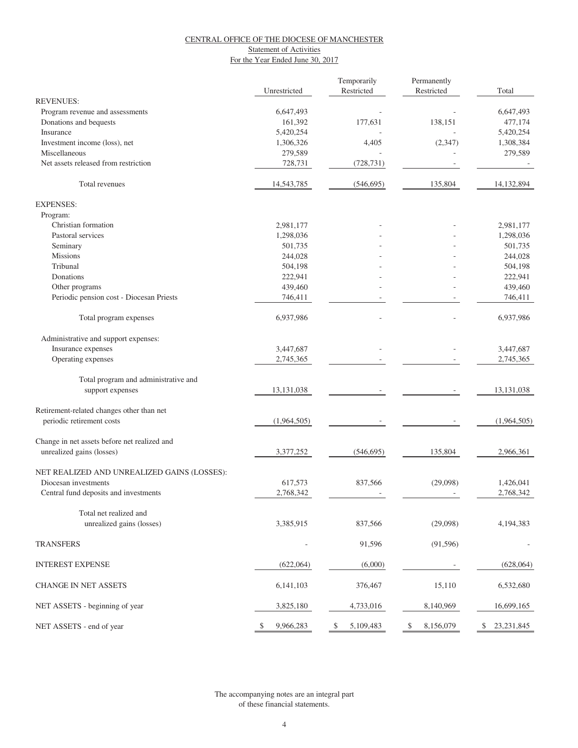# CENTRAL OFFICE OF THE DIOCESE OF MANCHESTER

## Statement of Activities

### For the Year Ended June 30, 2017

| | Unrestricted | Temporarily Restricted | Permanently Restricted | Total |
|---|---|---|---|---|
| **REVENUES:** | | | | |
| Program revenue and assessments | 6,647,493 | - | - | 6,647,493 |
| Donations and bequests | 161,392 | 177,631 | 138,151 | 477,174 |
| Insurance | 5,420,254 | - | - | 5,420,254 |
| Investment income (loss), net | 1,306,326 | 4,405 | (2,347) | 1,308,384 |
| Miscellaneous | 279,589 | - | - | 279,589 |
| Net assets released from restriction | 728,731 | (728,731) | - | - |
| Total revenues | 14,543,785 | (546,695) | 135,804 | 14,132,894 |
| **EXPENSES:** | | | | |
| Program: | | | | |
| Christian formation | 2,981,177 | - | - | 2,981,177 |
| Pastoral services | 1,298,036 | - | - | 1,298,036 |
| Seminary | 501,735 | - | - | 501,735 |
| Missions | 244,028 | - | - | 244,028 |
| Tribunal | 504,198 | - | - | 504,198 |
| Donations | 222,941 | - | - | 222,941 |
| Other programs | 439,460 | - | - | 439,460 |
| Periodic pension cost - Diocesan Priests | 746,411 | - | - | 746,411 |
| Total program expenses | 6,937,986 | - | - | 6,937,986 |
| Administrative and support expenses: | | | | |
| Insurance expenses | 3,447,687 | - | - | 3,447,687 |
| Operating expenses | 2,745,365 | - | - | 2,745,365 |
| Total program and administrative and support expenses | 13,131,038 | - | - | 13,131,038 |
| Retirement-related changes other than net periodic retirement costs | (1,964,505) | - | - | (1,964,505) |
| Change in net assets before net realized and unrealized gains (losses) | 3,377,252 | (546,695) | 135,804 | 2,966,361 |
| **NET REALIZED AND UNREALIZED GAINS (LOSSES):** | | | | |
| Diocesan investments | 617,573 | 837,566 | (29,098) | 1,426,041 |
| Central fund deposits and investments | 2,768,342 | - | - | 2,768,342 |
| Total net realized and unrealized gains (losses) | 3,385,915 | 837,566 | (29,098) | 4,194,383 |
| TRANSFERS | - | 91,596 | (91,596) | - |
| INTEREST EXPENSE | (622,064) | (6,000) | - | (628,064) |
| CHANGE IN NET ASSETS | 6,141,103 | 376,467 | 15,110 | 6,532,680 |
| NET ASSETS - beginning of year | 3,825,180 | 4,733,016 | 8,140,969 | 16,699,165 |
| NET ASSETS - end of year | $ 9,966,283 | $ 5,109,483 | $ 8,156,079 | $ 23,231,845 |

The accompanying notes are an integral part of these financial statements.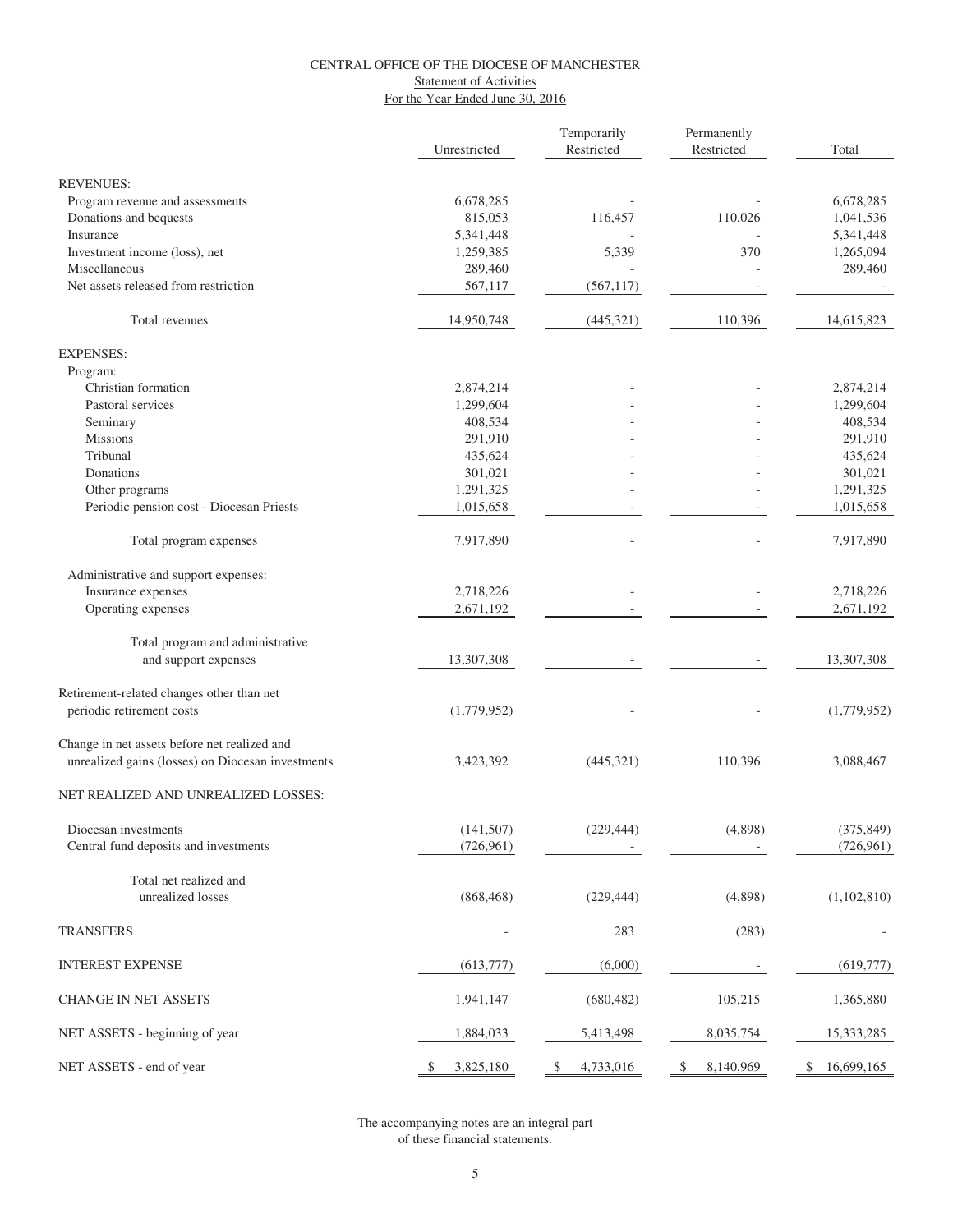# CENTRAL OFFICE OF THE DIOCESE OF MANCHESTER

## Statement of Activities

### For the Year Ended June 30, 2016

| | Unrestricted | Temporarily Restricted | Permanently Restricted | Total |
|---|---|---|---|---|
| REVENUES: | | | | |
| Program revenue and assessments | 6,678,285 | - | - | 6,678,285 |
| Donations and bequests | 815,053 | 116,457 | 110,026 | 1,041,536 |
| Insurance | 5,341,448 | - | - | 5,341,448 |
| Investment income (loss), net | 1,259,385 | 5,339 | 370 | 1,265,094 |
| Miscellaneous | 289,460 | - | - | 289,460 |
| Net assets released from restriction | 567,117 | (567,117) | - | - |
| Total revenues | 14,950,748 | (445,321) | 110,396 | 14,615,823 |
| EXPENSES: | | | | |
| Program: | | | | |
| Christian formation | 2,874,214 | - | - | 2,874,214 |
| Pastoral services | 1,299,604 | - | - | 1,299,604 |
| Seminary | 408,534 | - | - | 408,534 |
| Missions | 291,910 | - | - | 291,910 |
| Tribunal | 435,624 | - | - | 435,624 |
| Donations | 301,021 | - | - | 301,021 |
| Other programs | 1,291,325 | - | - | 1,291,325 |
| Periodic pension cost - Diocesan Priests | 1,015,658 | - | - | 1,015,658 |
| Total program expenses | 7,917,890 | - | - | 7,917,890 |
| Administrative and support expenses: | | | | |
| Insurance expenses | 2,718,226 | - | - | 2,718,226 |
| Operating expenses | 2,671,192 | - | - | 2,671,192 |
| Total program and administrative and support expenses | 13,307,308 | - | - | 13,307,308 |
| Retirement-related changes other than net periodic retirement costs | (1,779,952) | - | - | (1,779,952) |
| Change in net assets before net realized and unrealized gains (losses) on Diocesan investments | 3,423,392 | (445,321) | 110,396 | 3,088,467 |
| NET REALIZED AND UNREALIZED LOSSES: | | | | |
| Diocesan investments | (141,507) | (229,444) | (4,898) | (375,849) |
| Central fund deposits and investments | (726,961) | - | - | (726,961) |
| Total net realized and unrealized losses | (868,468) | (229,444) | (4,898) | (1,102,810) |
| TRANSFERS | - | 283 | (283) | - |
| INTEREST EXPENSE | (613,777) | (6,000) | - | (619,777) |
| CHANGE IN NET ASSETS | 1,941,147 | (680,482) | 105,215 | 1,365,880 |
| NET ASSETS - beginning of year | 1,884,033 | 5,413,498 | 8,035,754 | 15,333,285 |
| NET ASSETS - end of year | $ 3,825,180 | $ 4,733,016 | $ 8,140,969 | $ 16,699,165 |

The accompanying notes are an integral part of these financial statements.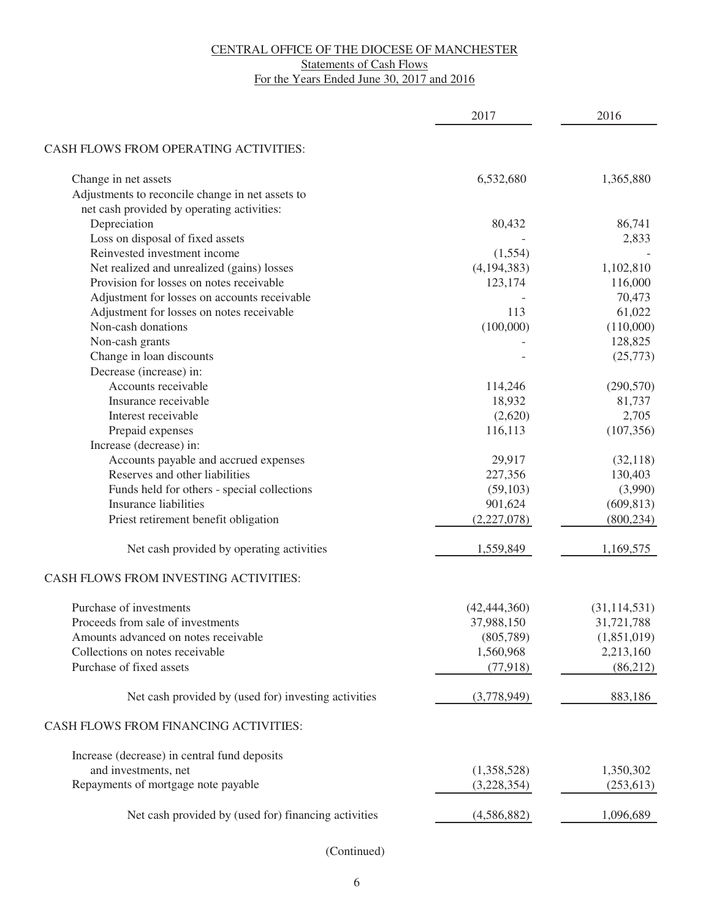CENTRAL OFFICE OF THE DIOCESE OF MANCHESTER

Statements of Cash Flows

For the Years Ended June 30, 2017 and 2016

| | 2017 | 2016 |
|---|---|---|
| CASH FLOWS FROM OPERATING ACTIVITIES: | | |
| Change in net assets | 6,532,680 | 1,365,880 |
| Adjustments to reconcile change in net assets to net cash provided by operating activities: | | |
| Depreciation | 80,432 | 86,741 |
| Loss on disposal of fixed assets | - | 2,833 |
| Reinvested investment income | (1,554) | - |
| Net realized and unrealized (gains) losses | (4,194,383) | 1,102,810 |
| Provision for losses on notes receivable | 123,174 | 116,000 |
| Adjustment for losses on accounts receivable | - | 70,473 |
| Adjustment for losses on notes receivable | 113 | 61,022 |
| Non-cash donations | (100,000) | (110,000) |
| Non-cash grants | - | 128,825 |
| Change in loan discounts | - | (25,773) |
| Decrease (increase) in: | | |
| Accounts receivable | 114,246 | (290,570) |
| Insurance receivable | 18,932 | 81,737 |
| Interest receivable | (2,620) | 2,705 |
| Prepaid expenses | 116,113 | (107,356) |
| Increase (decrease) in: | | |
| Accounts payable and accrued expenses | 29,917 | (32,118) |
| Reserves and other liabilities | 227,356 | 130,403 |
| Funds held for others - special collections | (59,103) | (3,990) |
| Insurance liabilities | 901,624 | (609,813) |
| Priest retirement benefit obligation | (2,227,078) | (800,234) |
| Net cash provided by operating activities | 1,559,849 | 1,169,575 |
| CASH FLOWS FROM INVESTING ACTIVITIES: | | |
| Purchase of investments | (42,444,360) | (31,114,531) |
| Proceeds from sale of investments | 37,988,150 | 31,721,788 |
| Amounts advanced on notes receivable | (805,789) | (1,851,019) |
| Collections on notes receivable | 1,560,968 | 2,213,160 |
| Purchase of fixed assets | (77,918) | (86,212) |
| Net cash provided by (used for) investing activities | (3,778,949) | 883,186 |
| CASH FLOWS FROM FINANCING ACTIVITIES: | | |
| Increase (decrease) in central fund deposits and investments, net | (1,358,528) | 1,350,302 |
| Repayments of mortgage note payable | (3,228,354) | (253,613) |
| Net cash provided by (used for) financing activities | (4,586,882) | 1,096,689 |

(Continued)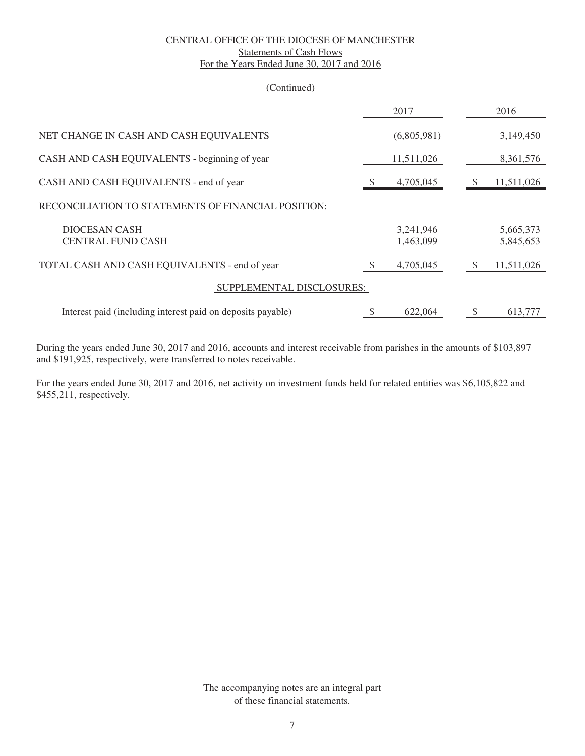CENTRAL OFFICE OF THE DIOCESE OF MANCHESTER
Statements of Cash Flows
For the Years Ended June 30, 2017 and 2016

(Continued)

| | 2017 | 2016 |
|---|---|---|
| NET CHANGE IN CASH AND CASH EQUIVALENTS | (6,805,981) | 3,149,450 |
| CASH AND CASH EQUIVALENTS - beginning of year | 11,511,026 | 8,361,576 |
| CASH AND CASH EQUIVALENTS - end of year | $ 4,705,045 | $ 11,511,026 |
| RECONCILIATION TO STATEMENTS OF FINANCIAL POSITION: | | |
| DIOCESAN CASH | 3,241,946 | 5,665,373 |
| CENTRAL FUND CASH | 1,463,099 | 5,845,653 |
| TOTAL CASH AND CASH EQUIVALENTS - end of year | $ 4,705,045 | $ 11,511,026 |
| SUPPLEMENTAL DISCLOSURES: | | |
| Interest paid (including interest paid on deposits payable) | $ 622,064 | $ 613,777 |

During the years ended June 30, 2017 and 2016, accounts and interest receivable from parishes in the amounts of $103,897 and $191,925, respectively, were transferred to notes receivable.

For the years ended June 30, 2017 and 2016, net activity on investment funds held for related entities was $6,105,822 and $455,211, respectively.

The accompanying notes are an integral part of these financial statements.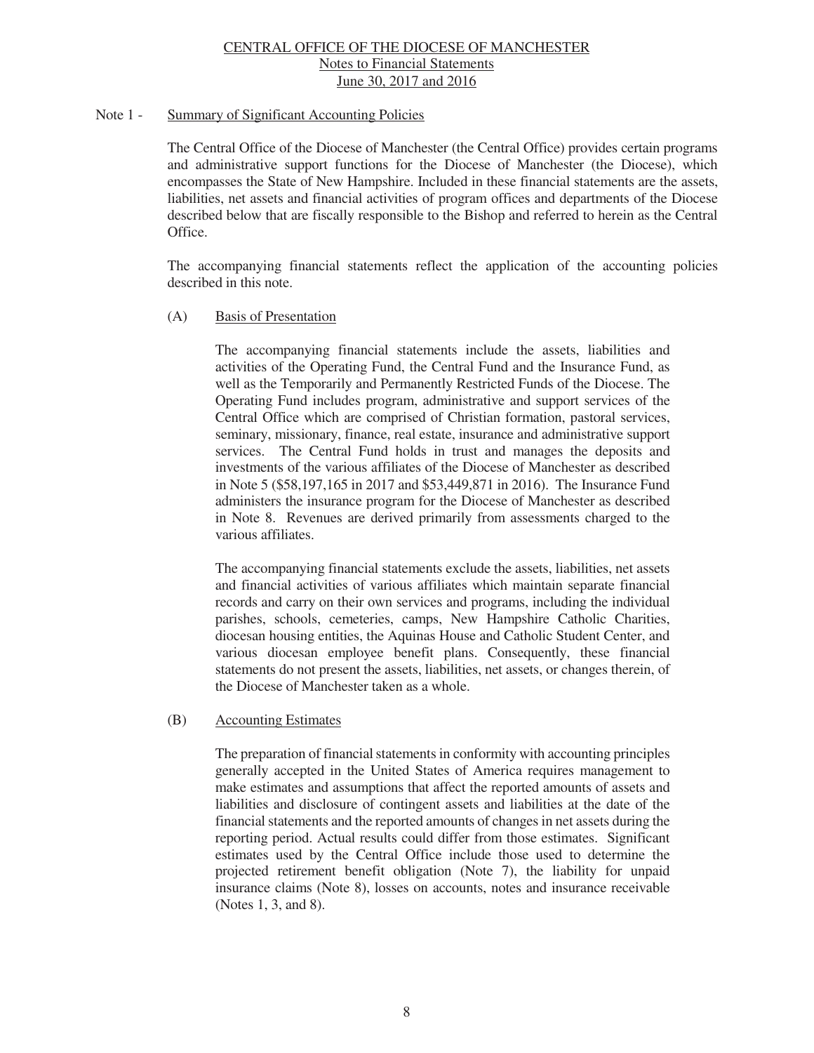# CENTRAL OFFICE OF THE DIOCESE OF MANCHESTER
## Notes to Financial Statements
## June 30, 2017 and 2016

### Note 1 - Summary of Significant Accounting Policies

The Central Office of the Diocese of Manchester (the Central Office) provides certain programs and administrative support functions for the Diocese of Manchester (the Diocese), which encompasses the State of New Hampshire. Included in these financial statements are the assets, liabilities, net assets and financial activities of program offices and departments of the Diocese described below that are fiscally responsible to the Bishop and referred to herein as the Central Office.

The accompanying financial statements reflect the application of the accounting policies described in this note.

#### (A) Basis of Presentation

The accompanying financial statements include the assets, liabilities and activities of the Operating Fund, the Central Fund and the Insurance Fund, as well as the Temporarily and Permanently Restricted Funds of the Diocese. The Operating Fund includes program, administrative and support services of the Central Office which are comprised of Christian formation, pastoral services, seminary, missionary, finance, real estate, insurance and administrative support services. The Central Fund holds in trust and manages the deposits and investments of the various affiliates of the Diocese of Manchester as described in Note 5 ($58,197,165 in 2017 and $53,449,871 in 2016). The Insurance Fund administers the insurance program for the Diocese of Manchester as described in Note 8. Revenues are derived primarily from assessments charged to the various affiliates.

The accompanying financial statements exclude the assets, liabilities, net assets and financial activities of various affiliates which maintain separate financial records and carry on their own services and programs, including the individual parishes, schools, cemeteries, camps, New Hampshire Catholic Charities, diocesan housing entities, the Aquinas House and Catholic Student Center, and various diocesan employee benefit plans. Consequently, these financial statements do not present the assets, liabilities, net assets, or changes therein, of the Diocese of Manchester taken as a whole.

#### (B) Accounting Estimates

The preparation of financial statements in conformity with accounting principles generally accepted in the United States of America requires management to make estimates and assumptions that affect the reported amounts of assets and liabilities and disclosure of contingent assets and liabilities at the date of the financial statements and the reported amounts of changes in net assets during the reporting period. Actual results could differ from those estimates. Significant estimates used by the Central Office include those used to determine the projected retirement benefit obligation (Note 7), the liability for unpaid insurance claims (Note 8), losses on accounts, notes and insurance receivable (Notes 1, 3, and 8).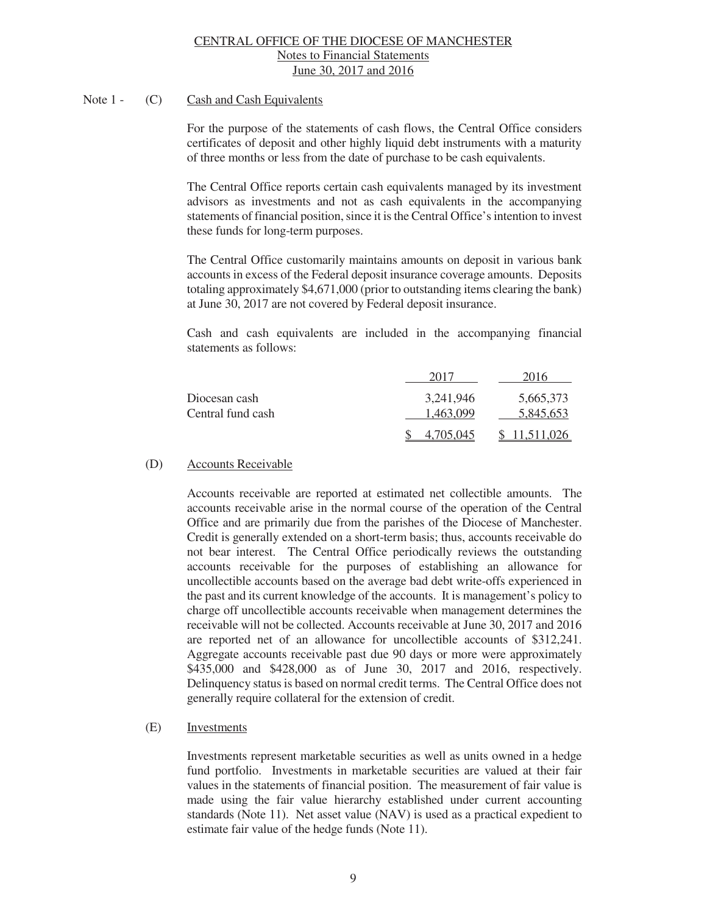Note 1 - (C) Cash and Cash Equivalents

For the purpose of the statements of cash flows, the Central Office considers certificates of deposit and other highly liquid debt instruments with a maturity of three months or less from the date of purchase to be cash equivalents.

The Central Office reports certain cash equivalents managed by its investment advisors as investments and not as cash equivalents in the accompanying statements of financial position, since it is the Central Office's intention to invest these funds for long-term purposes.

The Central Office customarily maintains amounts on deposit in various bank accounts in excess of the Federal deposit insurance coverage amounts. Deposits totaling approximately $4,671,000 (prior to outstanding items clearing the bank) at June 30, 2017 are not covered by Federal deposit insurance.

Cash and cash equivalents are included in the accompanying financial statements as follows:

| | 2017 | 2016 |
|---|---|---|
| Diocesan cash | 3,241,946 | 5,665,373 |
| Central fund cash | 1,463,099 | 5,845,653 |
| | $ 4,705,045 | $ 11,511,026 |

(D) Accounts Receivable

Accounts receivable are reported at estimated net collectible amounts. The accounts receivable arise in the normal course of the operation of the Central Office and are primarily due from the parishes of the Diocese of Manchester. Credit is generally extended on a short-term basis; thus, accounts receivable do not bear interest. The Central Office periodically reviews the outstanding accounts receivable for the purposes of establishing an allowance for uncollectible accounts based on the average bad debt write-offs experienced in the past and its current knowledge of the accounts. It is management's policy to charge off uncollectible accounts receivable when management determines the receivable will not be collected. Accounts receivable at June 30, 2017 and 2016 are reported net of an allowance for uncollectible accounts of $312,241. Aggregate accounts receivable past due 90 days or more were approximately $435,000 and $428,000 as of June 30, 2017 and 2016, respectively. Delinquency status is based on normal credit terms. The Central Office does not generally require collateral for the extension of credit.

(E) Investments

Investments represent marketable securities as well as units owned in a hedge fund portfolio. Investments in marketable securities are valued at their fair values in the statements of financial position. The measurement of fair value is made using the fair value hierarchy established under current accounting standards (Note 11). Net asset value (NAV) is used as a practical expedient to estimate fair value of the hedge funds (Note 11).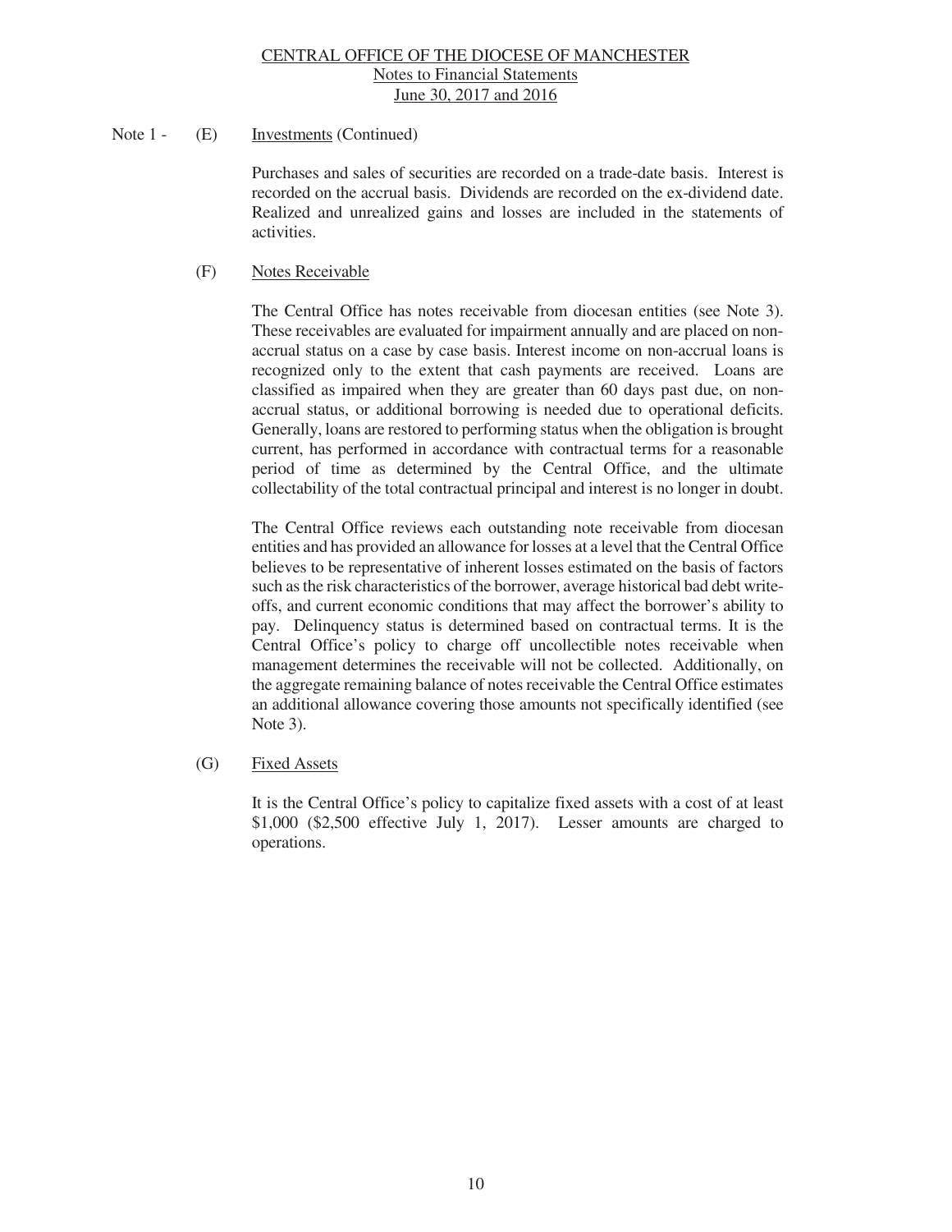Note 1 - (E) Investments (Continued)

Purchases and sales of securities are recorded on a trade-date basis. Interest is recorded on the accrual basis. Dividends are recorded on the ex-dividend date. Realized and unrealized gains and losses are included in the statements of activities.

(F) Notes Receivable

The Central Office has notes receivable from diocesan entities (see Note 3). These receivables are evaluated for impairment annually and are placed on non-accrual status on a case by case basis. Interest income on non-accrual loans is recognized only to the extent that cash payments are received. Loans are classified as impaired when they are greater than 60 days past due, on non-accrual status, or additional borrowing is needed due to operational deficits. Generally, loans are restored to performing status when the obligation is brought current, has performed in accordance with contractual terms for a reasonable period of time as determined by the Central Office, and the ultimate collectability of the total contractual principal and interest is no longer in doubt.

The Central Office reviews each outstanding note receivable from diocesan entities and has provided an allowance for losses at a level that the Central Office believes to be representative of inherent losses estimated on the basis of factors such as the risk characteristics of the borrower, average historical bad debt write-offs, and current economic conditions that may affect the borrower's ability to pay. Delinquency status is determined based on contractual terms. It is the Central Office's policy to charge off uncollectible notes receivable when management determines the receivable will not be collected. Additionally, on the aggregate remaining balance of notes receivable the Central Office estimates an additional allowance covering those amounts not specifically identified (see Note 3).

(G) Fixed Assets

It is the Central Office's policy to capitalize fixed assets with a cost of at least $1,000 ($2,500 effective July 1, 2017). Lesser amounts are charged to operations.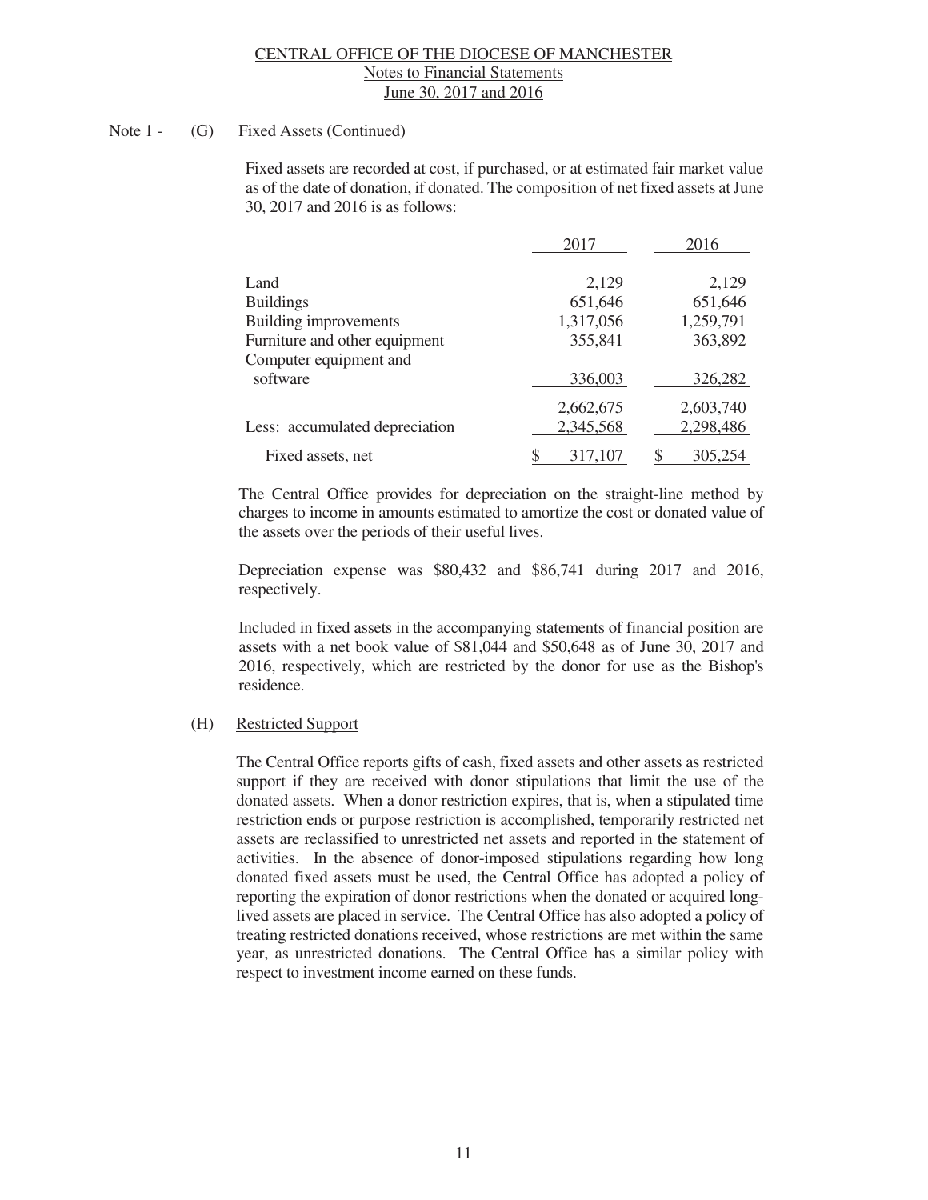CENTRAL OFFICE OF THE DIOCESE OF MANCHESTER
Notes to Financial Statements
June 30, 2017 and 2016

Note 1 - (G) Fixed Assets (Continued)

Fixed assets are recorded at cost, if purchased, or at estimated fair market value as of the date of donation, if donated. The composition of net fixed assets at June 30, 2017 and 2016 is as follows:

| | 2017 | 2016 |
|---|---|---|
| Land | 2,129 | 2,129 |
| Buildings | 651,646 | 651,646 |
| Building improvements | 1,317,056 | 1,259,791 |
| Furniture and other equipment | 355,841 | 363,892 |
| Computer equipment and software | 336,003 | 326,282 |
| | 2,662,675 | 2,603,740 |
| Less: accumulated depreciation | 2,345,568 | 2,298,486 |
| Fixed assets, net | $ 317,107 | $ 305,254 |

The Central Office provides for depreciation on the straight-line method by charges to income in amounts estimated to amortize the cost or donated value of the assets over the periods of their useful lives.

Depreciation expense was $80,432 and $86,741 during 2017 and 2016, respectively.

Included in fixed assets in the accompanying statements of financial position are assets with a net book value of $81,044 and $50,648 as of June 30, 2017 and 2016, respectively, which are restricted by the donor for use as the Bishop's residence.

(H) Restricted Support

The Central Office reports gifts of cash, fixed assets and other assets as restricted support if they are received with donor stipulations that limit the use of the donated assets. When a donor restriction expires, that is, when a stipulated time restriction ends or purpose restriction is accomplished, temporarily restricted net assets are reclassified to unrestricted net assets and reported in the statement of activities. In the absence of donor-imposed stipulations regarding how long donated fixed assets must be used, the Central Office has adopted a policy of reporting the expiration of donor restrictions when the donated or acquired long-lived assets are placed in service. The Central Office has also adopted a policy of treating restricted donations received, whose restrictions are met within the same year, as unrestricted donations. The Central Office has a similar policy with respect to investment income earned on these funds.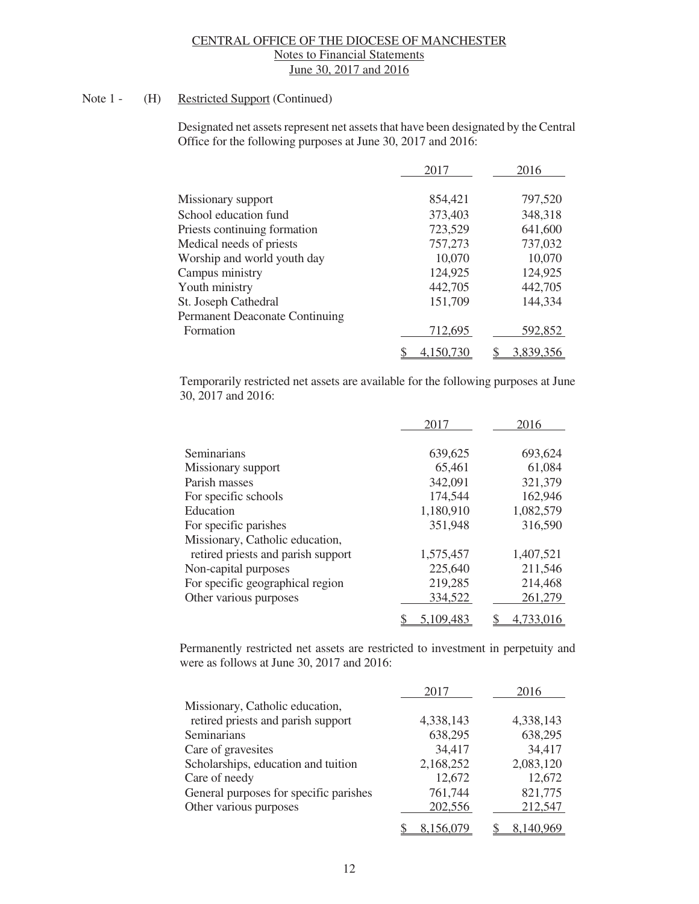CENTRAL OFFICE OF THE DIOCESE OF MANCHESTER
Notes to Financial Statements
June 30, 2017 and 2016

Note 1 - (H) Restricted Support (Continued)

Designated net assets represent net assets that have been designated by the Central Office for the following purposes at June 30, 2017 and 2016:

| | 2017 | 2016 |
|---|---|---|
| Missionary support | 854,421 | 797,520 |
| School education fund | 373,403 | 348,318 |
| Priests continuing formation | 723,529 | 641,600 |
| Medical needs of priests | 757,273 | 737,032 |
| Worship and world youth day | 10,070 | 10,070 |
| Campus ministry | 124,925 | 124,925 |
| Youth ministry | 442,705 | 442,705 |
| St. Joseph Cathedral | 151,709 | 144,334 |
| Permanent Deaconate Continuing Formation | 712,695 | 592,852 |
| | $ 4,150,730 | $ 3,839,356 |

Temporarily restricted net assets are available for the following purposes at June 30, 2017 and 2016:

| | 2017 | 2016 |
|---|---|---|
| Seminarians | 639,625 | 693,624 |
| Missionary support | 65,461 | 61,084 |
| Parish masses | 342,091 | 321,379 |
| For specific schools | 174,544 | 162,946 |
| Education | 1,180,910 | 1,082,579 |
| For specific parishes | 351,948 | 316,590 |
| Missionary, Catholic education, retired priests and parish support | 1,575,457 | 1,407,521 |
| Non-capital purposes | 225,640 | 211,546 |
| For specific geographical region | 219,285 | 214,468 |
| Other various purposes | 334,522 | 261,279 |
| | $ 5,109,483 | $ 4,733,016 |

Permanently restricted net assets are restricted to investment in perpetuity and were as follows at June 30, 2017 and 2016:

| | 2017 | 2016 |
|---|---|---|
| Missionary, Catholic education, retired priests and parish support | 4,338,143 | 4,338,143 |
| Seminarians | 638,295 | 638,295 |
| Care of gravesites | 34,417 | 34,417 |
| Scholarships, education and tuition | 2,168,252 | 2,083,120 |
| Care of needy | 12,672 | 12,672 |
| General purposes for specific parishes | 761,744 | 821,775 |
| Other various purposes | 202,556 | 212,547 |
| | $ 8,156,079 | $ 8,140,969 |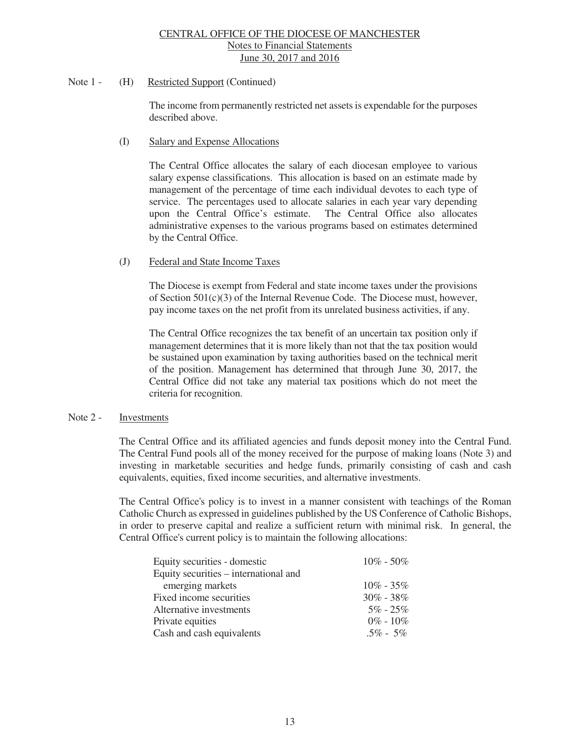Note 1 - (H) Restricted Support (Continued)

The income from permanently restricted net assets is expendable for the purposes described above.

(I) Salary and Expense Allocations

The Central Office allocates the salary of each diocesan employee to various salary expense classifications. This allocation is based on an estimate made by management of the percentage of time each individual devotes to each type of service. The percentages used to allocate salaries in each year vary depending upon the Central Office's estimate. The Central Office also allocates administrative expenses to the various programs based on estimates determined by the Central Office.

(J) Federal and State Income Taxes

The Diocese is exempt from Federal and state income taxes under the provisions of Section 501(c)(3) of the Internal Revenue Code. The Diocese must, however, pay income taxes on the net profit from its unrelated business activities, if any.

The Central Office recognizes the tax benefit of an uncertain tax position only if management determines that it is more likely than not that the tax position would be sustained upon examination by taxing authorities based on the technical merit of the position. Management has determined that through June 30, 2017, the Central Office did not take any material tax positions which do not meet the criteria for recognition.

Note 2 - Investments

The Central Office and its affiliated agencies and funds deposit money into the Central Fund. The Central Fund pools all of the money received for the purpose of making loans (Note 3) and investing in marketable securities and hedge funds, primarily consisting of cash and cash equivalents, equities, fixed income securities, and alternative investments.

The Central Office's policy is to invest in a manner consistent with teachings of the Roman Catholic Church as expressed in guidelines published by the US Conference of Catholic Bishops, in order to preserve capital and realize a sufficient return with minimal risk. In general, the Central Office's current policy is to maintain the following allocations:

| | |
|---|---|
| Equity securities - domestic | 10% - 50% |
| Equity securities – international and emerging markets | 10% - 35% |
| Fixed income securities | 30% - 38% |
| Alternative investments | 5% - 25% |
| Private equities | 0% - 10% |
| Cash and cash equivalents | .5% - 5% |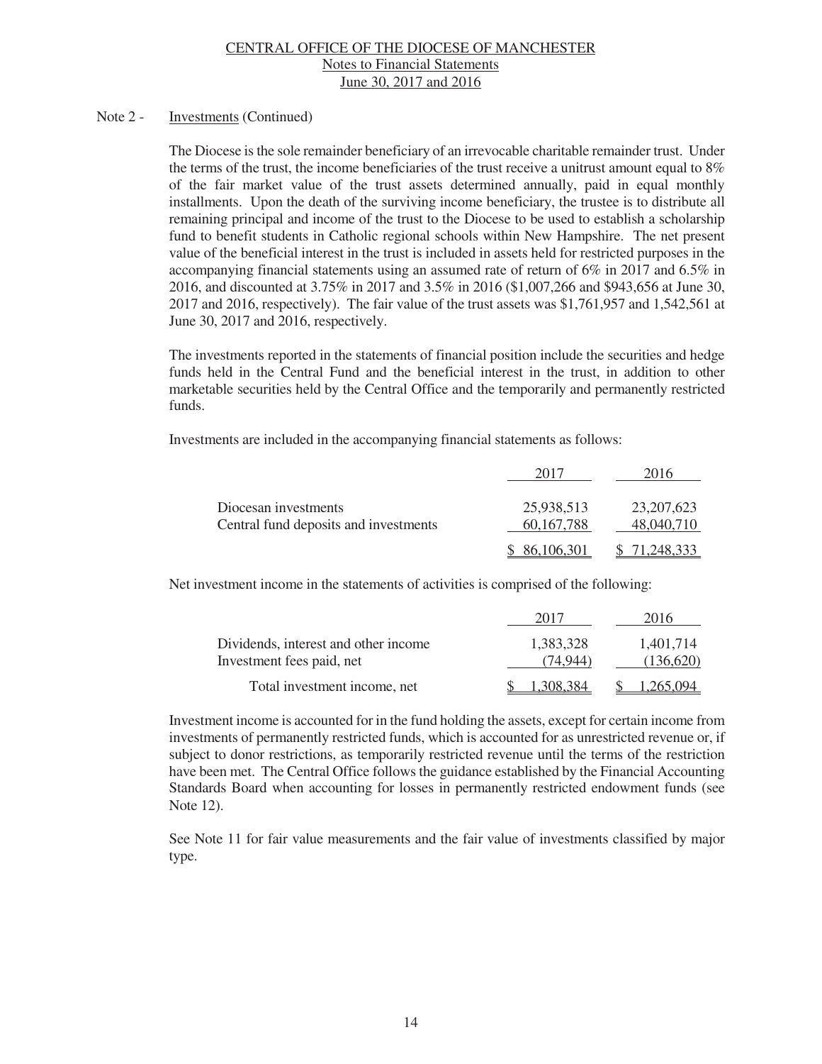Note 2 - Investments (Continued)

The Diocese is the sole remainder beneficiary of an irrevocable charitable remainder trust. Under the terms of the trust, the income beneficiaries of the trust receive a unitrust amount equal to 8% of the fair market value of the trust assets determined annually, paid in equal monthly installments. Upon the death of the surviving income beneficiary, the trustee is to distribute all remaining principal and income of the trust to the Diocese to be used to establish a scholarship fund to benefit students in Catholic regional schools within New Hampshire. The net present value of the beneficial interest in the trust is included in assets held for restricted purposes in the accompanying financial statements using an assumed rate of return of 6% in 2017 and 6.5% in 2016, and discounted at 3.75% in 2017 and 3.5% in 2016 ($1,007,266 and $943,656 at June 30, 2017 and 2016, respectively). The fair value of the trust assets was $1,761,957 and 1,542,561 at June 30, 2017 and 2016, respectively.

The investments reported in the statements of financial position include the securities and hedge funds held in the Central Fund and the beneficial interest in the trust, in addition to other marketable securities held by the Central Office and the temporarily and permanently restricted funds.

Investments are included in the accompanying financial statements as follows:

| | 2017 | 2016 |
|---|---|---|
| Diocesan investments | 25,938,513 | 23,207,623 |
| Central fund deposits and investments | 60,167,788 | 48,040,710 |
| | $ 86,106,301 | $ 71,248,333 |

Net investment income in the statements of activities is comprised of the following:

| | 2017 | 2016 |
|---|---|---|
| Dividends, interest and other income | 1,383,328 | 1,401,714 |
| Investment fees paid, net | (74,944) | (136,620) |
| Total investment income, net | $ 1,308,384 | $ 1,265,094 |

Investment income is accounted for in the fund holding the assets, except for certain income from investments of permanently restricted funds, which is accounted for as unrestricted revenue or, if subject to donor restrictions, as temporarily restricted revenue until the terms of the restriction have been met. The Central Office follows the guidance established by the Financial Accounting Standards Board when accounting for losses in permanently restricted endowment funds (see Note 12).

See Note 11 for fair value measurements and the fair value of investments classified by major type.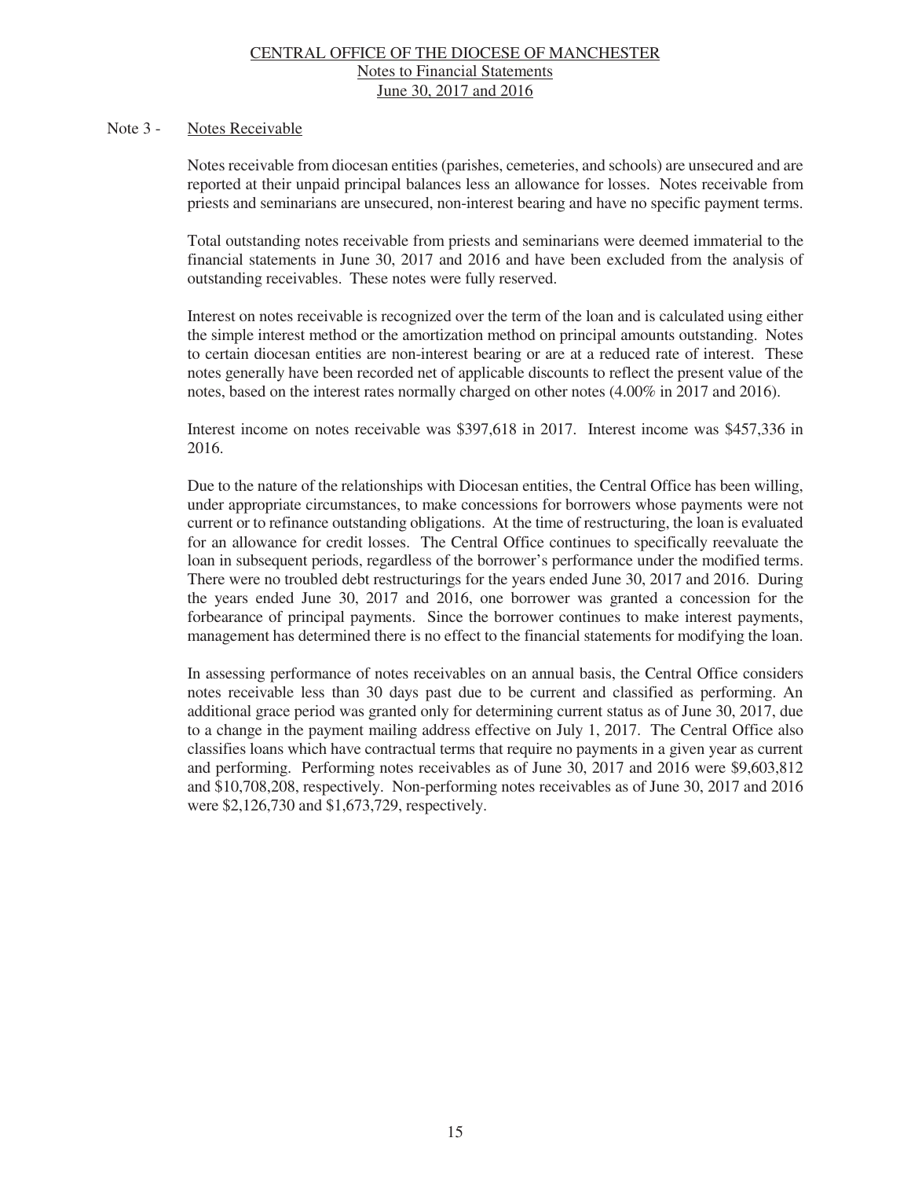## Note 3 - Notes Receivable

Notes receivable from diocesan entities (parishes, cemeteries, and schools) are unsecured and are reported at their unpaid principal balances less an allowance for losses. Notes receivable from priests and seminarians are unsecured, non-interest bearing and have no specific payment terms.

Total outstanding notes receivable from priests and seminarians were deemed immaterial to the financial statements in June 30, 2017 and 2016 and have been excluded from the analysis of outstanding receivables. These notes were fully reserved.

Interest on notes receivable is recognized over the term of the loan and is calculated using either the simple interest method or the amortization method on principal amounts outstanding. Notes to certain diocesan entities are non-interest bearing or are at a reduced rate of interest. These notes generally have been recorded net of applicable discounts to reflect the present value of the notes, based on the interest rates normally charged on other notes (4.00% in 2017 and 2016).

Interest income on notes receivable was $397,618 in 2017. Interest income was $457,336 in 2016.

Due to the nature of the relationships with Diocesan entities, the Central Office has been willing, under appropriate circumstances, to make concessions for borrowers whose payments were not current or to refinance outstanding obligations. At the time of restructuring, the loan is evaluated for an allowance for credit losses. The Central Office continues to specifically reevaluate the loan in subsequent periods, regardless of the borrower's performance under the modified terms. There were no troubled debt restructurings for the years ended June 30, 2017 and 2016. During the years ended June 30, 2017 and 2016, one borrower was granted a concession for the forbearance of principal payments. Since the borrower continues to make interest payments, management has determined there is no effect to the financial statements for modifying the loan.

In assessing performance of notes receivables on an annual basis, the Central Office considers notes receivable less than 30 days past due to be current and classified as performing. An additional grace period was granted only for determining current status as of June 30, 2017, due to a change in the payment mailing address effective on July 1, 2017. The Central Office also classifies loans which have contractual terms that require no payments in a given year as current and performing. Performing notes receivables as of June 30, 2017 and 2016 were $9,603,812 and $10,708,208, respectively. Non-performing notes receivables as of June 30, 2017 and 2016 were $2,126,730 and $1,673,729, respectively.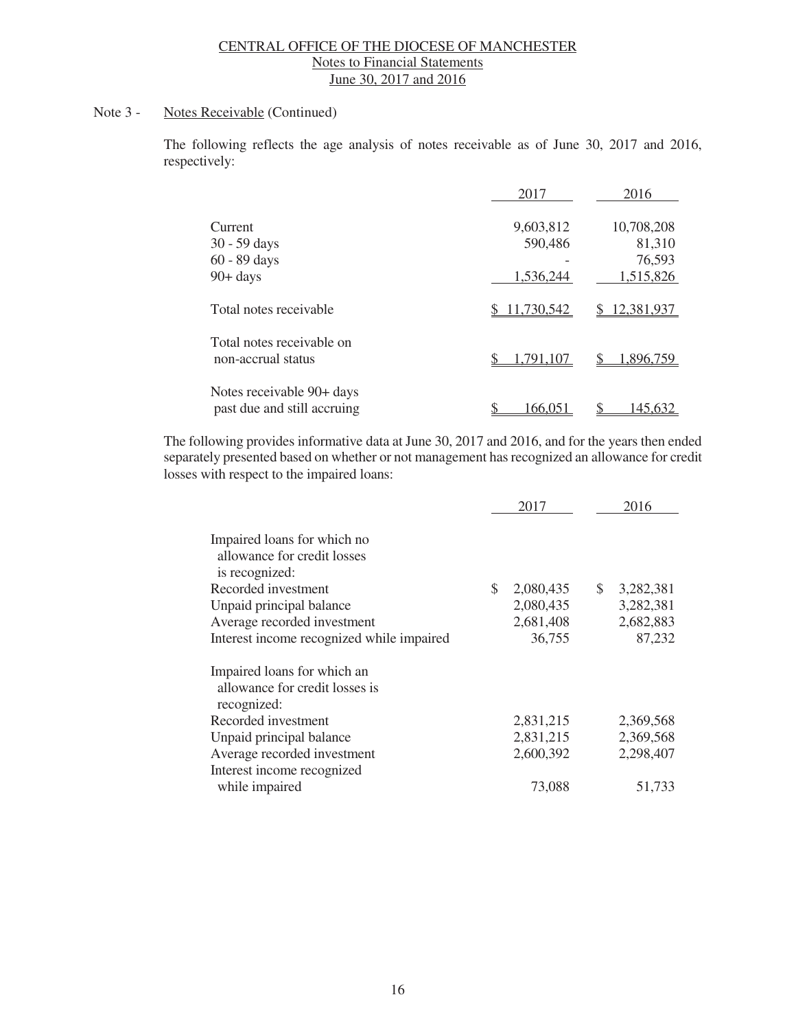CENTRAL OFFICE OF THE DIOCESE OF MANCHESTER
Notes to Financial Statements
June 30, 2017 and 2016

Note 3 - Notes Receivable (Continued)

The following reflects the age analysis of notes receivable as of June 30, 2017 and 2016, respectively:

| | 2017 | 2016 |
|---|---|---|
| Current | 9,603,812 | 10,708,208 |
| 30 - 59 days | 590,486 | 81,310 |
| 60 - 89 days | - | 76,593 |
| 90+ days | 1,536,244 | 1,515,826 |
| Total notes receivable | $ 11,730,542 | $ 12,381,937 |
| Total notes receivable on non-accrual status | $ 1,791,107 | $ 1,896,759 |
| Notes receivable 90+ days past due and still accruing | $ 166,051 | $ 145,632 |

The following provides informative data at June 30, 2017 and 2016, and for the years then ended separately presented based on whether or not management has recognized an allowance for credit losses with respect to the impaired loans:

| | 2017 | 2016 |
|---|---|---|
| Impaired loans for which no allowance for credit losses is recognized: | | |
| Recorded investment | $ 2,080,435 | $ 3,282,381 |
| Unpaid principal balance | 2,080,435 | 3,282,381 |
| Average recorded investment | 2,681,408 | 2,682,883 |
| Interest income recognized while impaired | 36,755 | 87,232 |
| Impaired loans for which an allowance for credit losses is recognized: | | |
| Recorded investment | 2,831,215 | 2,369,568 |
| Unpaid principal balance | 2,831,215 | 2,369,568 |
| Average recorded investment | 2,600,392 | 2,298,407 |
| Interest income recognized while impaired | 73,088 | 51,733 |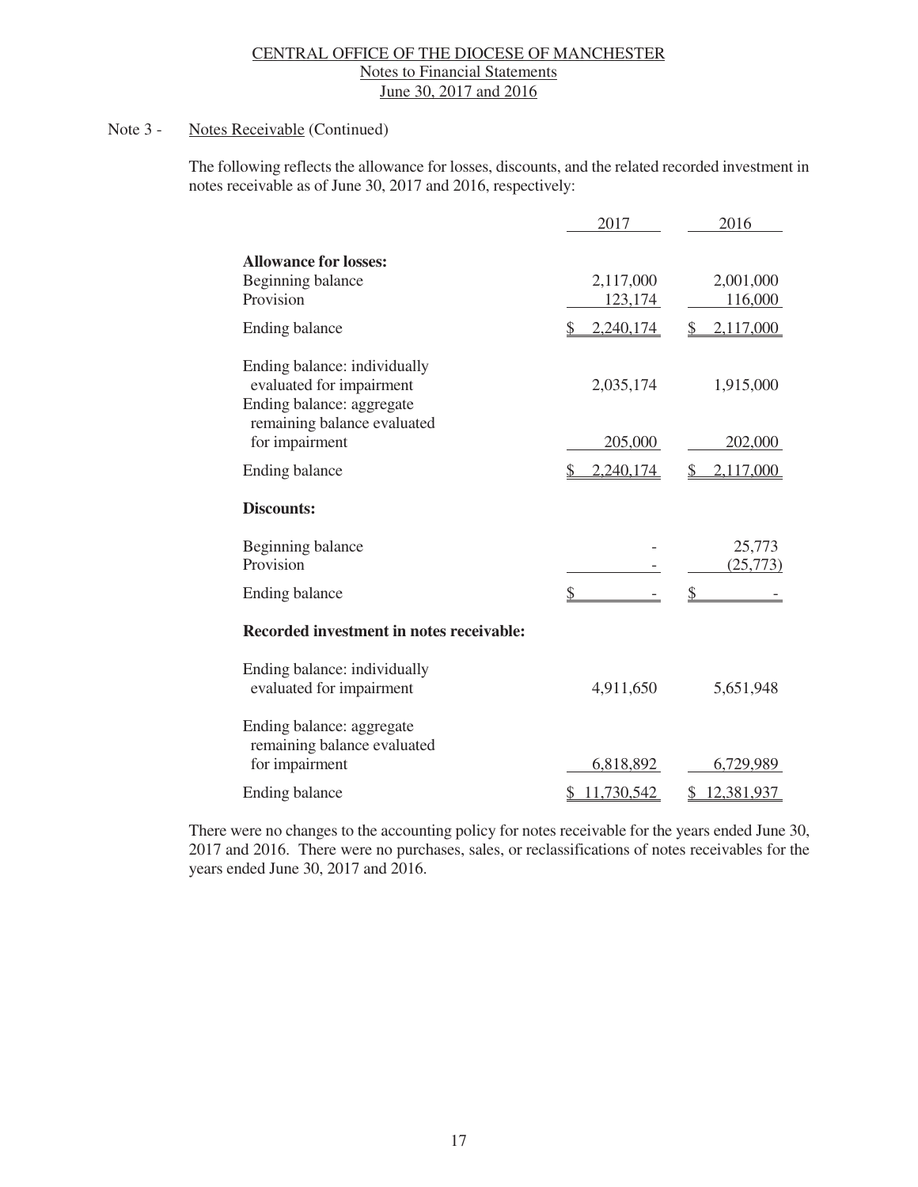CENTRAL OFFICE OF THE DIOCESE OF MANCHESTER
Notes to Financial Statements
June 30, 2017 and 2016

Note 3 - Notes Receivable (Continued)

The following reflects the allowance for losses, discounts, and the related recorded investment in notes receivable as of June 30, 2017 and 2016, respectively:

| | 2017 | 2016 |
|---|---|---|
| **Allowance for losses:** | | |
| Beginning balance | 2,117,000 | 2,001,000 |
| Provision | 123,174 | 116,000 |
| Ending balance | $ 2,240,174 | $ 2,117,000 |
| Ending balance: individually evaluated for impairment | 2,035,174 | 1,915,000 |
| Ending balance: aggregate remaining balance evaluated for impairment | 205,000 | 202,000 |
| Ending balance | $ 2,240,174 | $ 2,117,000 |
| **Discounts:** | | |
| Beginning balance | - | 25,773 |
| Provision | - | (25,773) |
| Ending balance | $ - | $ - |
| **Recorded investment in notes receivable:** | | |
| Ending balance: individually evaluated for impairment | 4,911,650 | 5,651,948 |
| Ending balance: aggregate remaining balance evaluated for impairment | 6,818,892 | 6,729,989 |
| Ending balance | $ 11,730,542 | $ 12,381,937 |

There were no changes to the accounting policy for notes receivable for the years ended June 30, 2017 and 2016. There were no purchases, sales, or reclassifications of notes receivables for the years ended June 30, 2017 and 2016.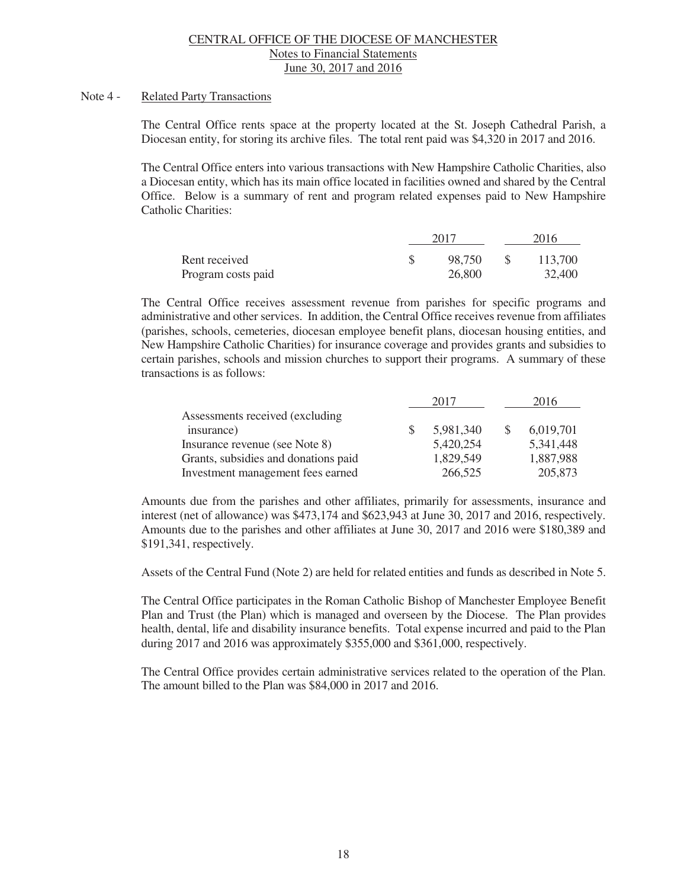CENTRAL OFFICE OF THE DIOCESE OF MANCHESTER
Notes to Financial Statements
June 30, 2017 and 2016

## Note 4 - Related Party Transactions

The Central Office rents space at the property located at the St. Joseph Cathedral Parish, a Diocesan entity, for storing its archive files. The total rent paid was $4,320 in 2017 and 2016.

The Central Office enters into various transactions with New Hampshire Catholic Charities, also a Diocesan entity, which has its main office located in facilities owned and shared by the Central Office. Below is a summary of rent and program related expenses paid to New Hampshire Catholic Charities:

| | 2017 | 2016 |
|---|---|---|
| Rent received | $ 98,750 | $ 113,700 |
| Program costs paid | 26,800 | 32,400 |

The Central Office receives assessment revenue from parishes for specific programs and administrative and other services. In addition, the Central Office receives revenue from affiliates (parishes, schools, cemeteries, diocesan employee benefit plans, diocesan housing entities, and New Hampshire Catholic Charities) for insurance coverage and provides grants and subsidies to certain parishes, schools and mission churches to support their programs. A summary of these transactions is as follows:

| | 2017 | 2016 |
|---|---|---|
| Assessments received (excluding insurance) | $ 5,981,340 | $ 6,019,701 |
| Insurance revenue (see Note 8) | 5,420,254 | 5,341,448 |
| Grants, subsidies and donations paid | 1,829,549 | 1,887,988 |
| Investment management fees earned | 266,525 | 205,873 |

Amounts due from the parishes and other affiliates, primarily for assessments, insurance and interest (net of allowance) was $473,174 and $623,943 at June 30, 2017 and 2016, respectively. Amounts due to the parishes and other affiliates at June 30, 2017 and 2016 were $180,389 and $191,341, respectively.

Assets of the Central Fund (Note 2) are held for related entities and funds as described in Note 5.

The Central Office participates in the Roman Catholic Bishop of Manchester Employee Benefit Plan and Trust (the Plan) which is managed and overseen by the Diocese. The Plan provides health, dental, life and disability insurance benefits. Total expense incurred and paid to the Plan during 2017 and 2016 was approximately $355,000 and $361,000, respectively.

The Central Office provides certain administrative services related to the operation of the Plan. The amount billed to the Plan was $84,000 in 2017 and 2016.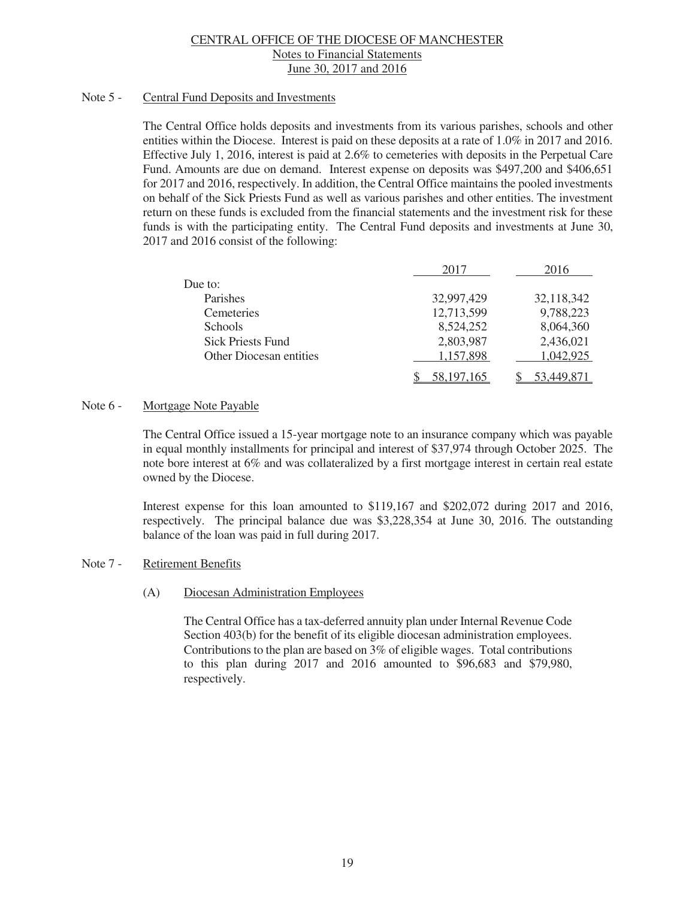## Note 5 - Central Fund Deposits and Investments

The Central Office holds deposits and investments from its various parishes, schools and other entities within the Diocese. Interest is paid on these deposits at a rate of 1.0% in 2017 and 2016. Effective July 1, 2016, interest is paid at 2.6% to cemeteries with deposits in the Perpetual Care Fund. Amounts are due on demand. Interest expense on deposits was $497,200 and $406,651 for 2017 and 2016, respectively. In addition, the Central Office maintains the pooled investments on behalf of the Sick Priests Fund as well as various parishes and other entities. The investment return on these funds is excluded from the financial statements and the investment risk for these funds is with the participating entity. The Central Fund deposits and investments at June 30, 2017 and 2016 consist of the following:

| | 2017 | 2016 |
|---|---|---|
| Due to: | | |
| Parishes | 32,997,429 | 32,118,342 |
| Cemeteries | 12,713,599 | 9,788,223 |
| Schools | 8,524,252 | 8,064,360 |
| Sick Priests Fund | 2,803,987 | 2,436,021 |
| Other Diocesan entities | 1,157,898 | 1,042,925 |
| | $ 58,197,165 | $ 53,449,871 |

## Note 6 - Mortgage Note Payable

The Central Office issued a 15-year mortgage note to an insurance company which was payable in equal monthly installments for principal and interest of $37,974 through October 2025. The note bore interest at 6% and was collateralized by a first mortgage interest in certain real estate owned by the Diocese.

Interest expense for this loan amounted to $119,167 and $202,072 during 2017 and 2016, respectively. The principal balance due was $3,228,354 at June 30, 2016. The outstanding balance of the loan was paid in full during 2017.

## Note 7 - Retirement Benefits

### (A) Diocesan Administration Employees

The Central Office has a tax-deferred annuity plan under Internal Revenue Code Section 403(b) for the benefit of its eligible diocesan administration employees. Contributions to the plan are based on 3% of eligible wages. Total contributions to this plan during 2017 and 2016 amounted to $96,683 and $79,980, respectively.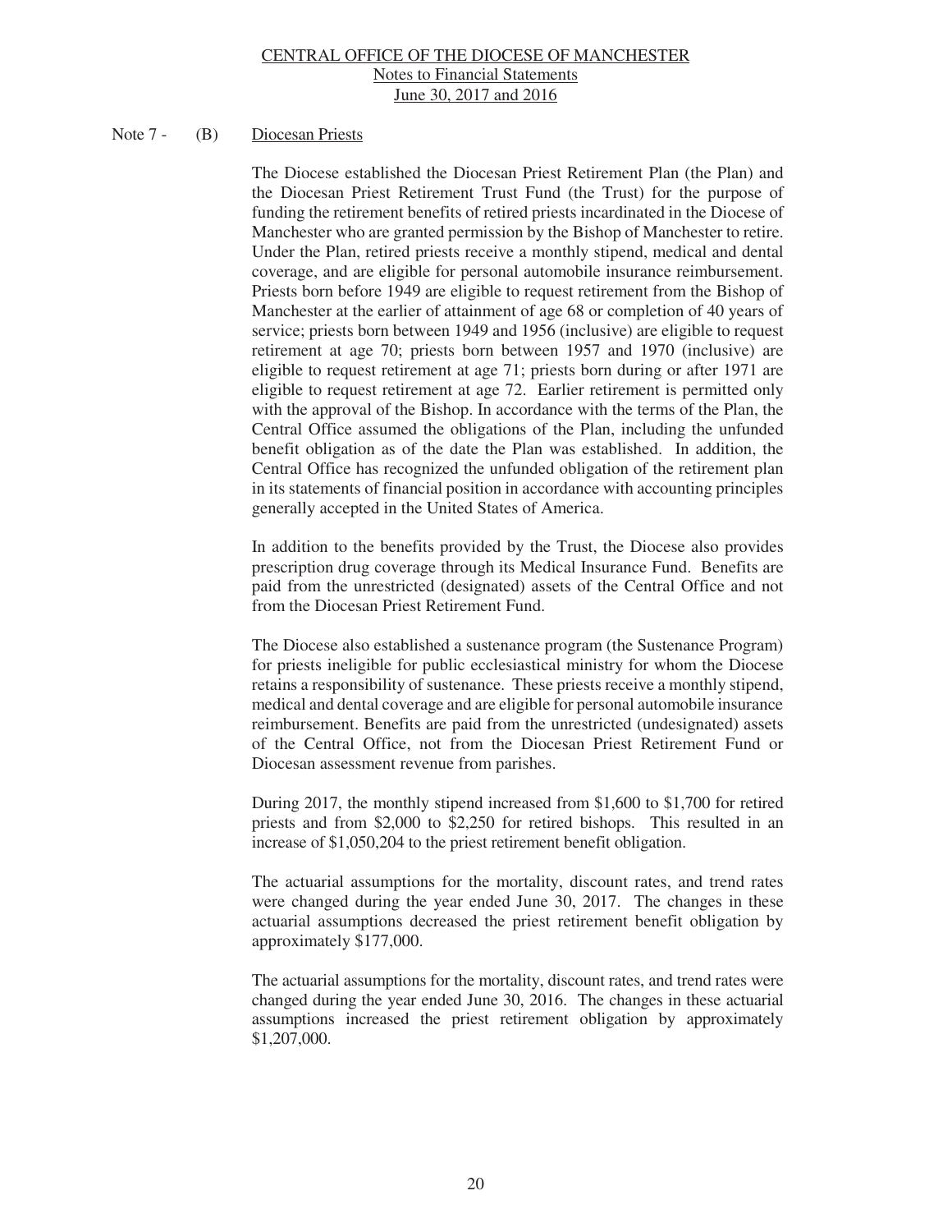Note 7 - (B) Diocesan Priests

The Diocese established the Diocesan Priest Retirement Plan (the Plan) and the Diocesan Priest Retirement Trust Fund (the Trust) for the purpose of funding the retirement benefits of retired priests incardinated in the Diocese of Manchester who are granted permission by the Bishop of Manchester to retire. Under the Plan, retired priests receive a monthly stipend, medical and dental coverage, and are eligible for personal automobile insurance reimbursement. Priests born before 1949 are eligible to request retirement from the Bishop of Manchester at the earlier of attainment of age 68 or completion of 40 years of service; priests born between 1949 and 1956 (inclusive) are eligible to request retirement at age 70; priests born between 1957 and 1970 (inclusive) are eligible to request retirement at age 71; priests born during or after 1971 are eligible to request retirement at age 72. Earlier retirement is permitted only with the approval of the Bishop. In accordance with the terms of the Plan, the Central Office assumed the obligations of the Plan, including the unfunded benefit obligation as of the date the Plan was established. In addition, the Central Office has recognized the unfunded obligation of the retirement plan in its statements of financial position in accordance with accounting principles generally accepted in the United States of America.

In addition to the benefits provided by the Trust, the Diocese also provides prescription drug coverage through its Medical Insurance Fund. Benefits are paid from the unrestricted (designated) assets of the Central Office and not from the Diocesan Priest Retirement Fund.

The Diocese also established a sustenance program (the Sustenance Program) for priests ineligible for public ecclesiastical ministry for whom the Diocese retains a responsibility of sustenance. These priests receive a monthly stipend, medical and dental coverage and are eligible for personal automobile insurance reimbursement. Benefits are paid from the unrestricted (undesignated) assets of the Central Office, not from the Diocesan Priest Retirement Fund or Diocesan assessment revenue from parishes.

During 2017, the monthly stipend increased from $1,600 to $1,700 for retired priests and from $2,000 to $2,250 for retired bishops. This resulted in an increase of $1,050,204 to the priest retirement benefit obligation.

The actuarial assumptions for the mortality, discount rates, and trend rates were changed during the year ended June 30, 2017. The changes in these actuarial assumptions decreased the priest retirement benefit obligation by approximately $177,000.

The actuarial assumptions for the mortality, discount rates, and trend rates were changed during the year ended June 30, 2016. The changes in these actuarial assumptions increased the priest retirement obligation by approximately $1,207,000.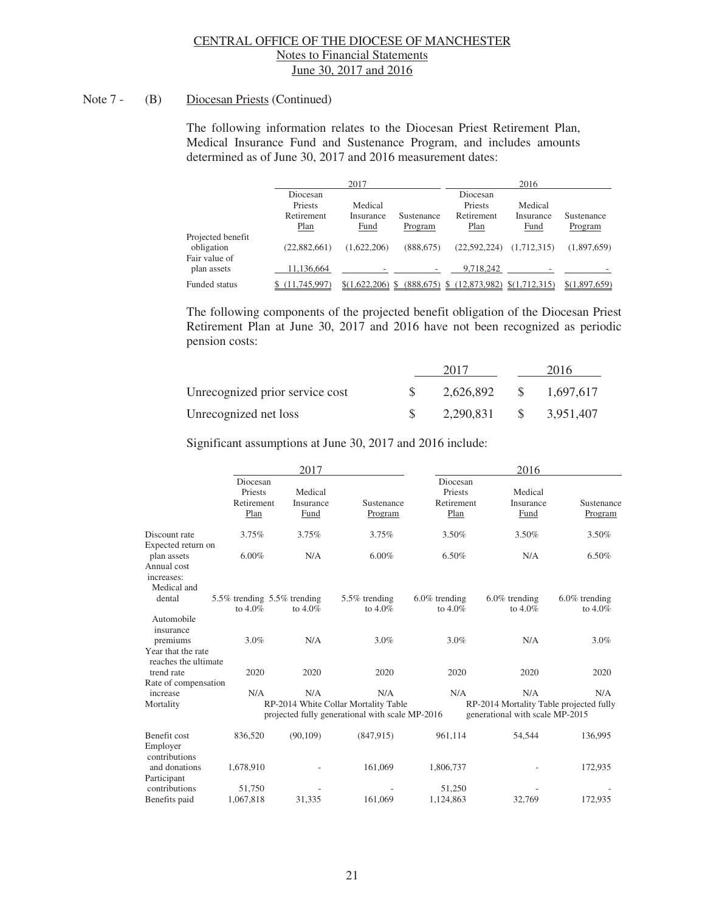## Note 7 - (B) Diocesan Priests (Continued)

The following information relates to the Diocesan Priest Retirement Plan, Medical Insurance Fund and Sustenance Program, and includes amounts determined as of June 30, 2017 and 2016 measurement dates:

| | 2017 | | | 2016 | | |
|---|---|---|---|---|---|---|
| | Diocesan Priests Retirement Plan | Medical Insurance Fund | Sustenance Program | Diocesan Priests Retirement Plan | Medical Insurance Fund | Sustenance Program |
| Projected benefit obligation | (22,882,661) | (1,622,206) | (888,675) | (22,592,224) | (1,712,315) | (1,897,659) |
| Fair value of plan assets | 11,136,664 | - | - | 9,718,242 | - | - |
| Funded status | $ (11,745,997) | $(1,622,206) | $ (888,675) | $ (12,873,982) | $(1,712,315) | $(1,897,659) |

The following components of the projected benefit obligation of the Diocesan Priest Retirement Plan at June 30, 2017 and 2016 have not been recognized as periodic pension costs:

| | 2017 | 2016 |
|---|---|---|
| Unrecognized prior service cost | $ 2,626,892 | $ 1,697,617 |
| Unrecognized net loss | $ 2,290,831 | $ 3,951,407 |

Significant assumptions at June 30, 2017 and 2016 include:

| | 2017 | | | 2016 | | |
|---|---|---|---|---|---|---|
| | Diocesan Priests Retirement Plan | Medical Insurance Fund | Sustenance Program | Diocesan Priests Retirement Plan | Medical Insurance Fund | Sustenance Program |
| Discount rate | 3.75% | 3.75% | 3.75% | 3.50% | 3.50% | 3.50% |
| Expected return on plan assets | 6.00% | N/A | 6.00% | 6.50% | N/A | 6.50% |
| Annual cost increases: | | | | | | |
| Medical and dental | 5.5% trending to 4.0% | 5.5% trending to 4.0% | 5.5% trending to 4.0% | 6.0% trending to 4.0% | 6.0% trending to 4.0% | 6.0% trending to 4.0% |
| Automobile insurance premiums | 3.0% | N/A | 3.0% | 3.0% | N/A | 3.0% |
| Year that the rate reaches the ultimate trend rate | 2020 | 2020 | 2020 | 2020 | 2020 | 2020 |
| Rate of compensation increase | N/A | N/A | N/A | N/A | N/A | N/A |
| Mortality | RP-2014 White Collar Mortality Table projected fully generational with scale MP-2016 | | | RP-2014 Mortality Table projected fully generational with scale MP-2015 | | |
| Benefit cost | 836,520 | (90,109) | (847,915) | 961,114 | 54,544 | 136,995 |
| Employer contributions and donations | 1,678,910 | - | 161,069 | 1,806,737 | - | 172,935 |
| Participant contributions | 51,750 | - | - | 51,250 | - | - |
| Benefits paid | 1,067,818 | 31,335 | 161,069 | 1,124,863 | 32,769 | 172,935 |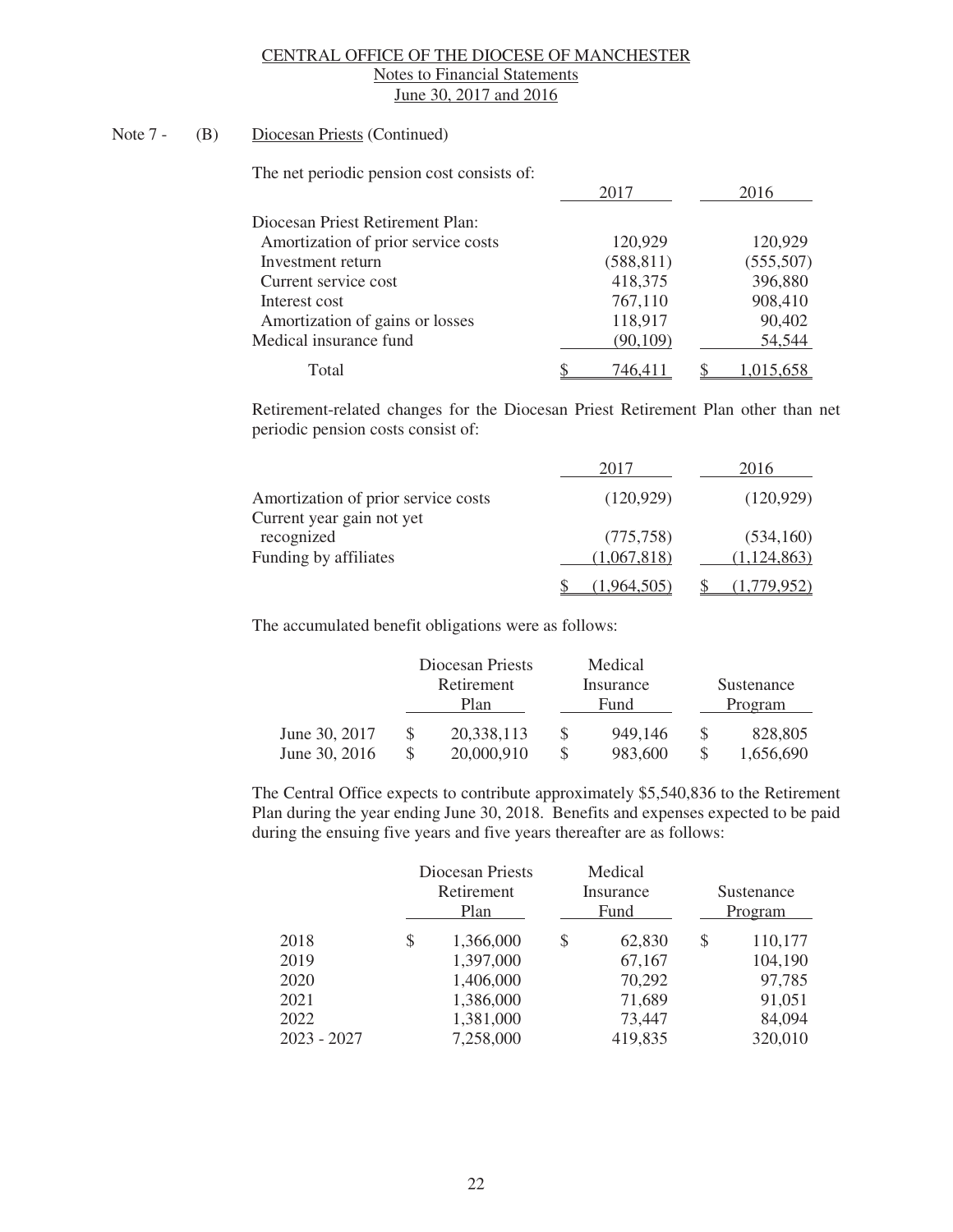Note 7 - (B) Diocesan Priests (Continued)

The net periodic pension cost consists of:

| | 2017 | 2016 |
|---|---|---|
| Diocesan Priest Retirement Plan: | | |
| Amortization of prior service costs | 120,929 | 120,929 |
| Investment return | (588,811) | (555,507) |
| Current service cost | 418,375 | 396,880 |
| Interest cost | 767,110 | 908,410 |
| Amortization of gains or losses | 118,917 | 90,402 |
| Medical insurance fund | (90,109) | 54,544 |
| Total | $ 746,411 | $ 1,015,658 |

Retirement-related changes for the Diocesan Priest Retirement Plan other than net periodic pension costs consist of:

| | 2017 | 2016 |
|---|---|---|
| Amortization of prior service costs | (120,929) | (120,929) |
| Current year gain not yet recognized | (775,758) | (534,160) |
| Funding by affiliates | (1,067,818) | (1,124,863) |
| | $ (1,964,505) | $ (1,779,952) |

The accumulated benefit obligations were as follows:

| | Diocesan Priests Retirement Plan | Medical Insurance Fund | Sustenance Program |
|---|---|---|---|
| June 30, 2017 | $ 20,338,113 | $ 949,146 | $ 828,805 |
| June 30, 2016 | $ 20,000,910 | $ 983,600 | $ 1,656,690 |

The Central Office expects to contribute approximately $5,540,836 to the Retirement Plan during the year ending June 30, 2018. Benefits and expenses expected to be paid during the ensuing five years and five years thereafter are as follows:

| | Diocesan Priests Retirement Plan | Medical Insurance Fund | Sustenance Program |
|---|---|---|---|
| 2018 | $ 1,366,000 | $ 62,830 | $ 110,177 |
| 2019 | 1,397,000 | 67,167 | 104,190 |
| 2020 | 1,406,000 | 70,292 | 97,785 |
| 2021 | 1,386,000 | 71,689 | 91,051 |
| 2022 | 1,381,000 | 73,447 | 84,094 |
| 2023 - 2027 | 7,258,000 | 419,835 | 320,010 |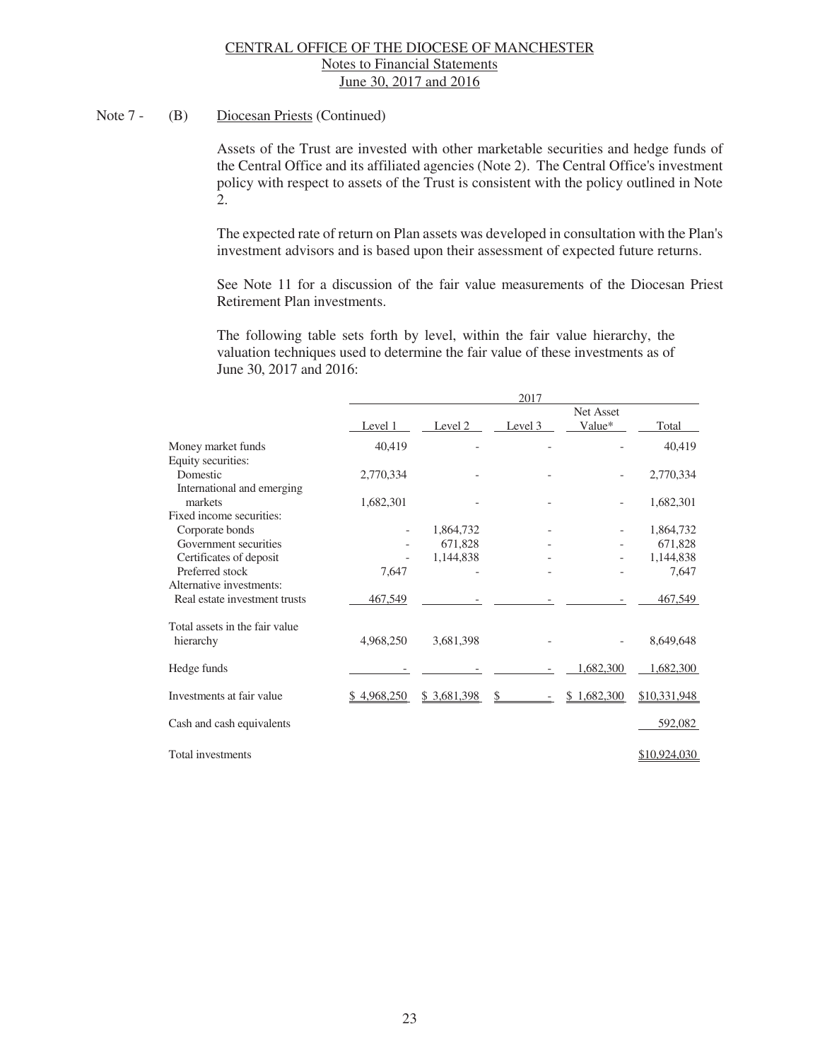CENTRAL OFFICE OF THE DIOCESE OF MANCHESTER
Notes to Financial Statements
June 30, 2017 and 2016

Note 7 - (B) Diocesan Priests (Continued)

Assets of the Trust are invested with other marketable securities and hedge funds of the Central Office and its affiliated agencies (Note 2). The Central Office's investment policy with respect to assets of the Trust is consistent with the policy outlined in Note 2.

The expected rate of return on Plan assets was developed in consultation with the Plan's investment advisors and is based upon their assessment of expected future returns.

See Note 11 for a discussion of the fair value measurements of the Diocesan Priest Retirement Plan investments.

The following table sets forth by level, within the fair value hierarchy, the valuation techniques used to determine the fair value of these investments as of June 30, 2017 and 2016:

| | 2017 | | | | |
|---|---|---|---|---|---|
| | Level 1 | Level 2 | Level 3 | Net Asset Value* | Total |
| Money market funds | 40,419 | - | - | - | 40,419 |
| Equity securities: | | | | | |
| Domestic | 2,770,334 | - | - | - | 2,770,334 |
| International and emerging markets | 1,682,301 | - | - | - | 1,682,301 |
| Fixed income securities: | | | | | |
| Corporate bonds | - | 1,864,732 | - | - | 1,864,732 |
| Government securities | - | 671,828 | - | - | 671,828 |
| Certificates of deposit | - | 1,144,838 | - | - | 1,144,838 |
| Preferred stock | 7,647 | - | - | - | 7,647 |
| Alternative investments: | | | | | |
| Real estate investment trusts | 467,549 | - | - | - | 467,549 |
| Total assets in the fair value hierarchy | 4,968,250 | 3,681,398 | - | - | 8,649,648 |
| Hedge funds | - | - | - | 1,682,300 | 1,682,300 |
| Investments at fair value | $ 4,968,250 | $ 3,681,398 | $ - | $ 1,682,300 | $10,331,948 |
| Cash and cash equivalents | | | | | 592,082 |
| Total investments | | | | | $10,924,030 |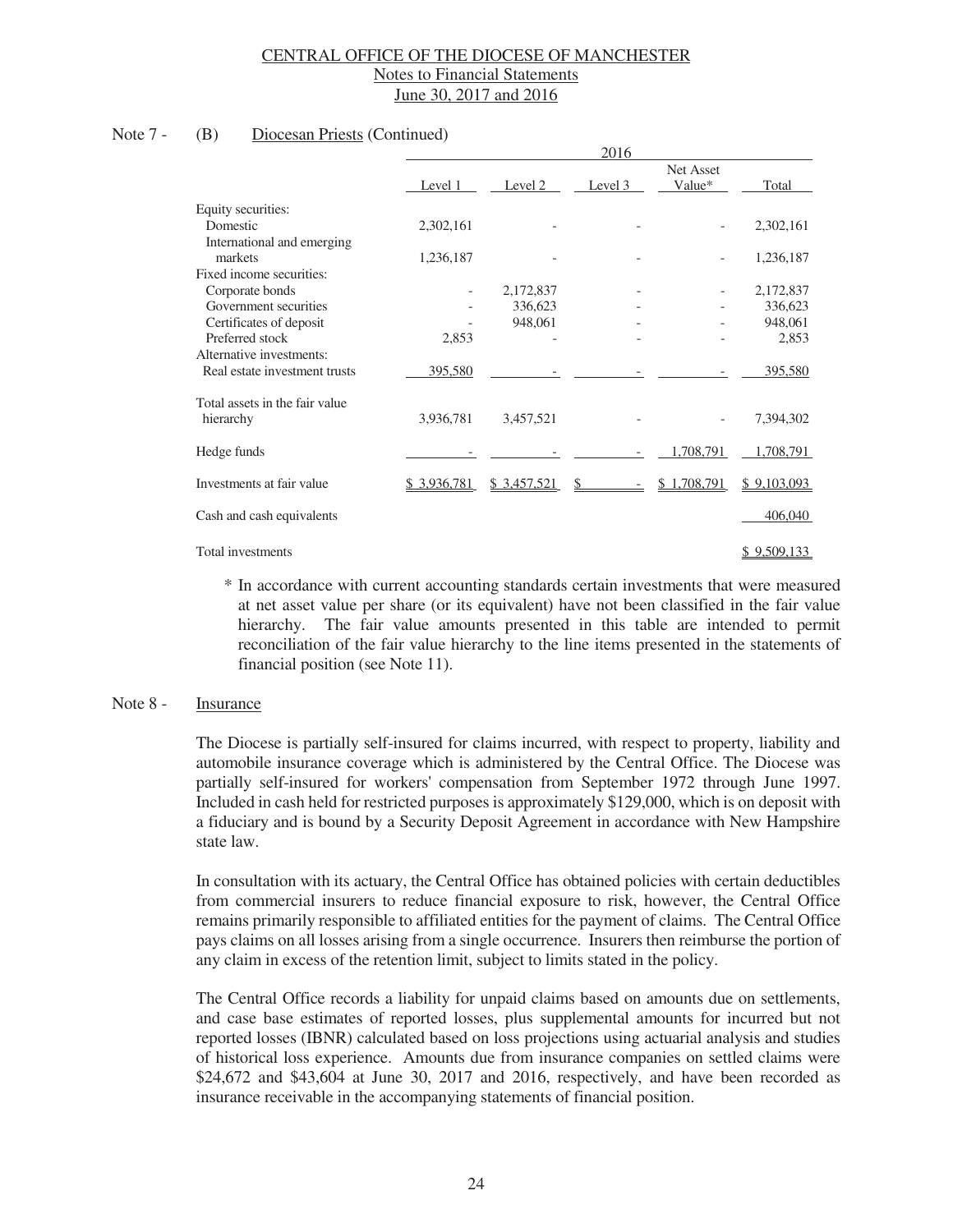Note 7 - (B) Diocesan Priests (Continued)

| | 2016 | | | | |
|---|---|---|---|---|---|
| | Level 1 | Level 2 | Level 3 | Net Asset Value* | Total |
| Equity securities: | | | | | |
| Domestic | 2,302,161 | - | - | - | 2,302,161 |
| International and emerging markets | 1,236,187 | - | - | - | 1,236,187 |
| Fixed income securities: | | | | | |
| Corporate bonds | - | 2,172,837 | - | - | 2,172,837 |
| Government securities | - | 336,623 | - | - | 336,623 |
| Certificates of deposit | - | 948,061 | - | - | 948,061 |
| Preferred stock | 2,853 | - | - | - | 2,853 |
| Alternative investments: | | | | | |
| Real estate investment trusts | 395,580 | - | - | - | 395,580 |
| Total assets in the fair value hierarchy | 3,936,781 | 3,457,521 | - | - | 7,394,302 |
| Hedge funds | - | - | - | 1,708,791 | 1,708,791 |
| Investments at fair value | $ 3,936,781 | $ 3,457,521 | $ - | $ 1,708,791 | $ 9,103,093 |
| Cash and cash equivalents | | | | | 406,040 |
| Total investments | | | | | $ 9,509,133 |

\* In accordance with current accounting standards certain investments that were measured at net asset value per share (or its equivalent) have not been classified in the fair value hierarchy. The fair value amounts presented in this table are intended to permit reconciliation of the fair value hierarchy to the line items presented in the statements of financial position (see Note 11).

## Note 8 - Insurance

The Diocese is partially self-insured for claims incurred, with respect to property, liability and automobile insurance coverage which is administered by the Central Office. The Diocese was partially self-insured for workers' compensation from September 1972 through June 1997. Included in cash held for restricted purposes is approximately $129,000, which is on deposit with a fiduciary and is bound by a Security Deposit Agreement in accordance with New Hampshire state law.

In consultation with its actuary, the Central Office has obtained policies with certain deductibles from commercial insurers to reduce financial exposure to risk, however, the Central Office remains primarily responsible to affiliated entities for the payment of claims. The Central Office pays claims on all losses arising from a single occurrence. Insurers then reimburse the portion of any claim in excess of the retention limit, subject to limits stated in the policy.

The Central Office records a liability for unpaid claims based on amounts due on settlements, and case base estimates of reported losses, plus supplemental amounts for incurred but not reported losses (IBNR) calculated based on loss projections using actuarial analysis and studies of historical loss experience. Amounts due from insurance companies on settled claims were $24,672 and $43,604 at June 30, 2017 and 2016, respectively, and have been recorded as insurance receivable in the accompanying statements of financial position.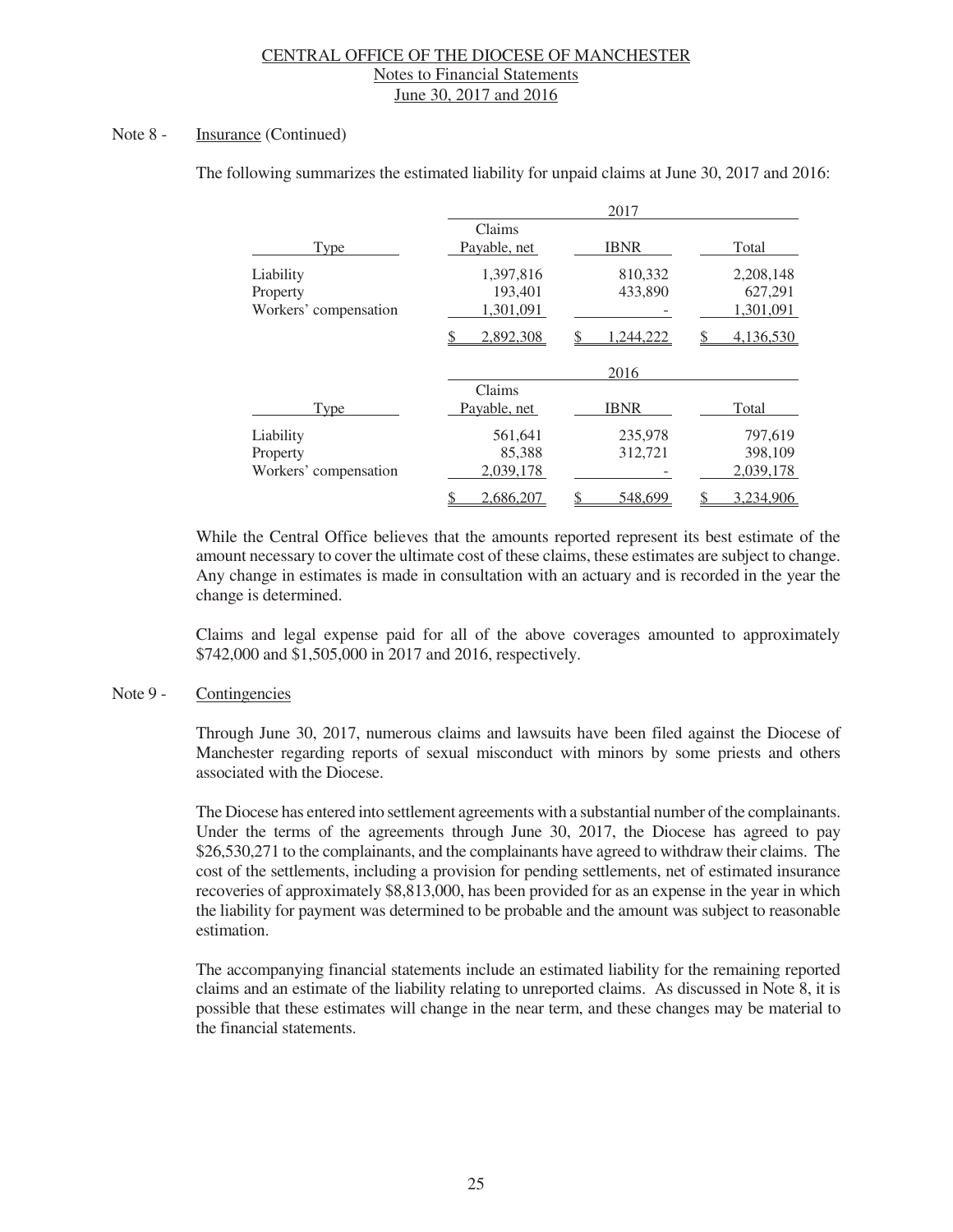CENTRAL OFFICE OF THE DIOCESE OF MANCHESTER
Notes to Financial Statements
June 30, 2017 and 2016

Note 8 - Insurance (Continued)

The following summarizes the estimated liability for unpaid claims at June 30, 2017 and 2016:

| | 2017 | | |
|---|---|---|---|
| Type | Claims Payable, net | IBNR | Total |
| Liability | 1,397,816 | 810,332 | 2,208,148 |
| Property | 193,401 | 433,890 | 627,291 |
| Workers' compensation | 1,301,091 | - | 1,301,091 |
| | $ 2,892,308 | $ 1,244,222 | $ 4,136,530 |

| | 2016 | | |
|---|---|---|---|
| Type | Claims Payable, net | IBNR | Total |
| Liability | 561,641 | 235,978 | 797,619 |
| Property | 85,388 | 312,721 | 398,109 |
| Workers' compensation | 2,039,178 | - | 2,039,178 |
| | $ 2,686,207 | $ 548,699 | $ 3,234,906 |

While the Central Office believes that the amounts reported represent its best estimate of the amount necessary to cover the ultimate cost of these claims, these estimates are subject to change. Any change in estimates is made in consultation with an actuary and is recorded in the year the change is determined.

Claims and legal expense paid for all of the above coverages amounted to approximately $742,000 and $1,505,000 in 2017 and 2016, respectively.

Note 9 - Contingencies

Through June 30, 2017, numerous claims and lawsuits have been filed against the Diocese of Manchester regarding reports of sexual misconduct with minors by some priests and others associated with the Diocese.

The Diocese has entered into settlement agreements with a substantial number of the complainants. Under the terms of the agreements through June 30, 2017, the Diocese has agreed to pay $26,530,271 to the complainants, and the complainants have agreed to withdraw their claims. The cost of the settlements, including a provision for pending settlements, net of estimated insurance recoveries of approximately $8,813,000, has been provided for as an expense in the year in which the liability for payment was determined to be probable and the amount was subject to reasonable estimation.

The accompanying financial statements include an estimated liability for the remaining reported claims and an estimate of the liability relating to unreported claims. As discussed in Note 8, it is possible that these estimates will change in the near term, and these changes may be material to the financial statements.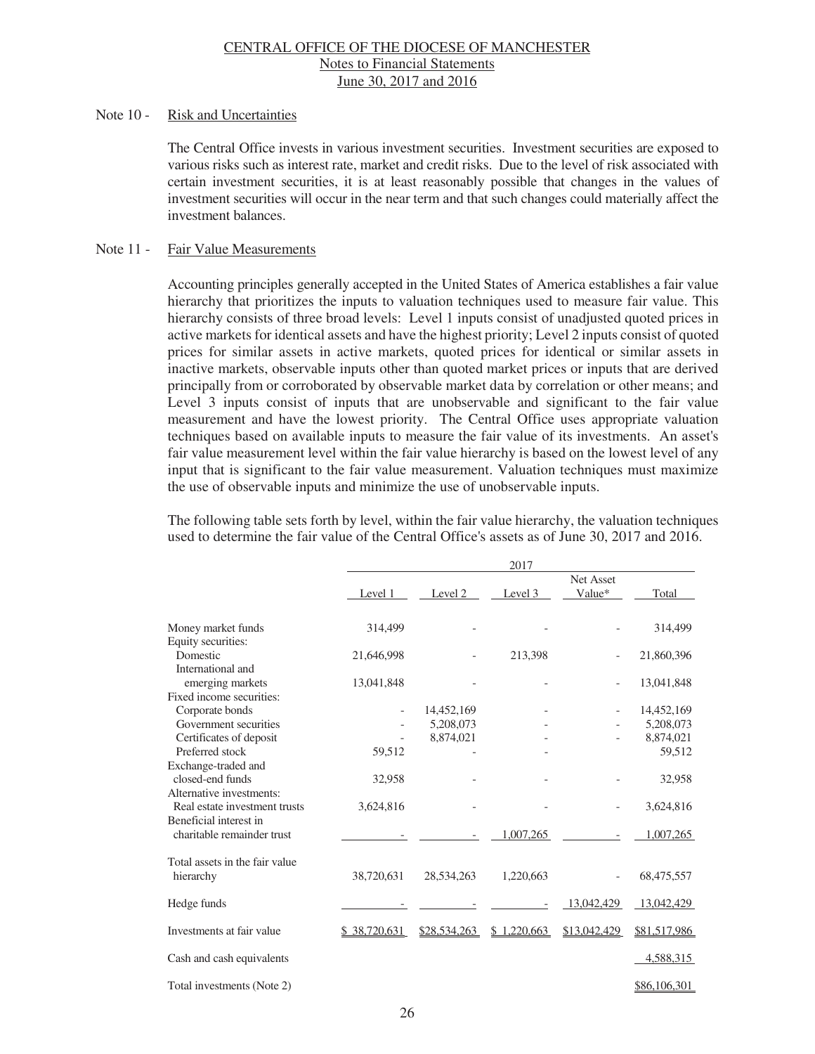CENTRAL OFFICE OF THE DIOCESE OF MANCHESTER
Notes to Financial Statements
June 30, 2017 and 2016

Note 10 - Risk and Uncertainties

The Central Office invests in various investment securities. Investment securities are exposed to various risks such as interest rate, market and credit risks. Due to the level of risk associated with certain investment securities, it is at least reasonably possible that changes in the values of investment securities will occur in the near term and that such changes could materially affect the investment balances.

Note 11 - Fair Value Measurements

Accounting principles generally accepted in the United States of America establishes a fair value hierarchy that prioritizes the inputs to valuation techniques used to measure fair value. This hierarchy consists of three broad levels: Level 1 inputs consist of unadjusted quoted prices in active markets for identical assets and have the highest priority; Level 2 inputs consist of quoted prices for similar assets in active markets, quoted prices for identical or similar assets in inactive markets, observable inputs other than quoted market prices or inputs that are derived principally from or corroborated by observable market data by correlation or other means; and Level 3 inputs consist of inputs that are unobservable and significant to the fair value measurement and have the lowest priority. The Central Office uses appropriate valuation techniques based on available inputs to measure the fair value of its investments. An asset's fair value measurement level within the fair value hierarchy is based on the lowest level of any input that is significant to the fair value measurement. Valuation techniques must maximize the use of observable inputs and minimize the use of unobservable inputs.

The following table sets forth by level, within the fair value hierarchy, the valuation techniques used to determine the fair value of the Central Office's assets as of June 30, 2017 and 2016.

| | 2017 | | | | |
|---|---|---|---|---|---|
| | Level 1 | Level 2 | Level 3 | Net Asset Value* | Total |
| Money market funds | 314,499 | - | - | - | 314,499 |
| Equity securities: | | | | | |
| Domestic | 21,646,998 | - | 213,398 | - | 21,860,396 |
| International and emerging markets | 13,041,848 | - | - | - | 13,041,848 |
| Fixed income securities: | | | | | |
| Corporate bonds | - | 14,452,169 | - | - | 14,452,169 |
| Government securities | - | 5,208,073 | - | - | 5,208,073 |
| Certificates of deposit | - | 8,874,021 | - | - | 8,874,021 |
| Preferred stock | 59,512 | - | - | | 59,512 |
| Exchange-traded and closed-end funds | 32,958 | - | - | - | 32,958 |
| Alternative investments: | | | | | |
| Real estate investment trusts | 3,624,816 | - | - | - | 3,624,816 |
| Beneficial interest in charitable remainder trust | - | - | 1,007,265 | - | 1,007,265 |
| Total assets in the fair value hierarchy | 38,720,631 | 28,534,263 | 1,220,663 | - | 68,475,557 |
| Hedge funds | - | - | - | 13,042,429 | 13,042,429 |
| Investments at fair value | $ 38,720,631 | $28,534,263 | $ 1,220,663 | $13,042,429 | $81,517,986 |
| Cash and cash equivalents | | | | | 4,588,315 |
| Total investments (Note 2) | | | | | $86,106,301 |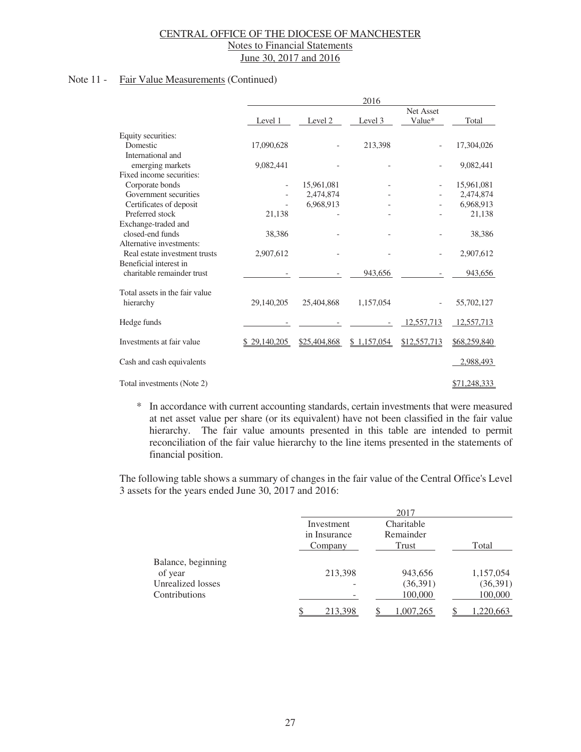CENTRAL OFFICE OF THE DIOCESE OF MANCHESTER
Notes to Financial Statements
June 30, 2017 and 2016

Note 11 - Fair Value Measurements (Continued)

| | 2016 | | | | |
|---|---|---|---|---|---|
| | Level 1 | Level 2 | Level 3 | Net Asset Value* | Total |
| Equity securities: | | | | | |
| Domestic | 17,090,628 | - | 213,398 | - | 17,304,026 |
| International and emerging markets | 9,082,441 | - | - | - | 9,082,441 |
| Fixed income securities: | | | | | |
| Corporate bonds | - | 15,961,081 | - | - | 15,961,081 |
| Government securities | - | 2,474,874 | - | - | 2,474,874 |
| Certificates of deposit | - | 6,968,913 | - | - | 6,968,913 |
| Preferred stock | 21,138 | - | - | - | 21,138 |
| Exchange-traded and closed-end funds | 38,386 | - | - | - | 38,386 |
| Alternative investments: | | | | | |
| Real estate investment trusts | 2,907,612 | - | - | - | 2,907,612 |
| Beneficial interest in charitable remainder trust | - | - | 943,656 | - | 943,656 |
| Total assets in the fair value hierarchy | 29,140,205 | 25,404,868 | 1,157,054 | - | 55,702,127 |
| Hedge funds | - | - | - | 12,557,713 | 12,557,713 |
| Investments at fair value | $ 29,140,205 | $25,404,868 | $ 1,157,054 | $12,557,713 | $68,259,840 |
| Cash and cash equivalents | | | | | 2,988,493 |
| Total investments (Note 2) | | | | | $71,248,333 |

\* In accordance with current accounting standards, certain investments that were measured at net asset value per share (or its equivalent) have not been classified in the fair value hierarchy. The fair value amounts presented in this table are intended to permit reconciliation of the fair value hierarchy to the line items presented in the statements of financial position.

The following table shows a summary of changes in the fair value of the Central Office's Level 3 assets for the years ended June 30, 2017 and 2016:

| | 2017 | | |
|---|---|---|---|
| | Investment in Insurance Company | Charitable Remainder Trust | Total |
| Balance, beginning of year | 213,398 | 943,656 | 1,157,054 |
| Unrealized losses | - | (36,391) | (36,391) |
| Contributions | - | 100,000 | 100,000 |
| | $ 213,398 | $ 1,007,265 | $ 1,220,663 |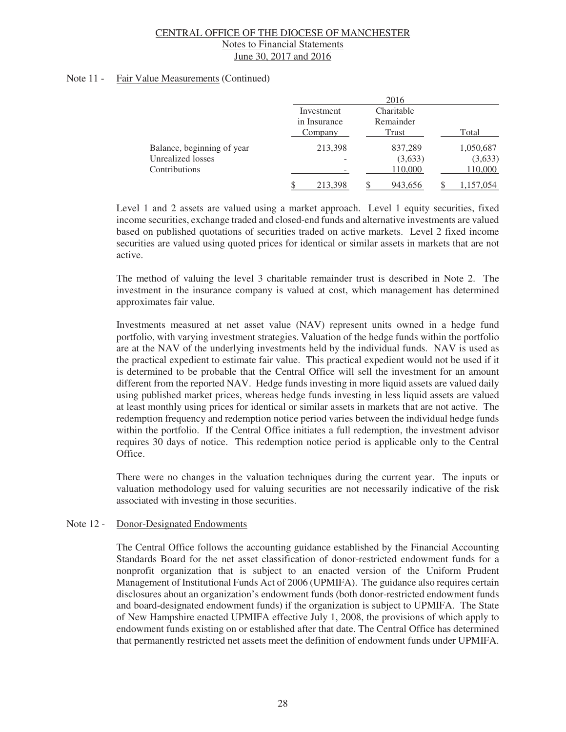Note 11 - Fair Value Measurements (Continued)

| | 2016 | | |
|---|---|---|---|
| | Investment in Insurance Company | Charitable Remainder Trust | Total |
| Balance, beginning of year | 213,398 | 837,289 | 1,050,687 |
| Unrealized losses | - | (3,633) | (3,633) |
| Contributions | - | 110,000 | 110,000 |
| | $ 213,398 | $ 943,656 | $ 1,157,054 |

Level 1 and 2 assets are valued using a market approach. Level 1 equity securities, fixed income securities, exchange traded and closed-end funds and alternative investments are valued based on published quotations of securities traded on active markets. Level 2 fixed income securities are valued using quoted prices for identical or similar assets in markets that are not active.

The method of valuing the level 3 charitable remainder trust is described in Note 2. The investment in the insurance company is valued at cost, which management has determined approximates fair value.

Investments measured at net asset value (NAV) represent units owned in a hedge fund portfolio, with varying investment strategies. Valuation of the hedge funds within the portfolio are at the NAV of the underlying investments held by the individual funds. NAV is used as the practical expedient to estimate fair value. This practical expedient would not be used if it is determined to be probable that the Central Office will sell the investment for an amount different from the reported NAV. Hedge funds investing in more liquid assets are valued daily using published market prices, whereas hedge funds investing in less liquid assets are valued at least monthly using prices for identical or similar assets in markets that are not active. The redemption frequency and redemption notice period varies between the individual hedge funds within the portfolio. If the Central Office initiates a full redemption, the investment advisor requires 30 days of notice. This redemption notice period is applicable only to the Central Office.

There were no changes in the valuation techniques during the current year. The inputs or valuation methodology used for valuing securities are not necessarily indicative of the risk associated with investing in those securities.

Note 12 - Donor-Designated Endowments

The Central Office follows the accounting guidance established by the Financial Accounting Standards Board for the net asset classification of donor-restricted endowment funds for a nonprofit organization that is subject to an enacted version of the Uniform Prudent Management of Institutional Funds Act of 2006 (UPMIFA). The guidance also requires certain disclosures about an organization's endowment funds (both donor-restricted endowment funds and board-designated endowment funds) if the organization is subject to UPMIFA. The State of New Hampshire enacted UPMIFA effective July 1, 2008, the provisions of which apply to endowment funds existing on or established after that date. The Central Office has determined that permanently restricted net assets meet the definition of endowment funds under UPMIFA.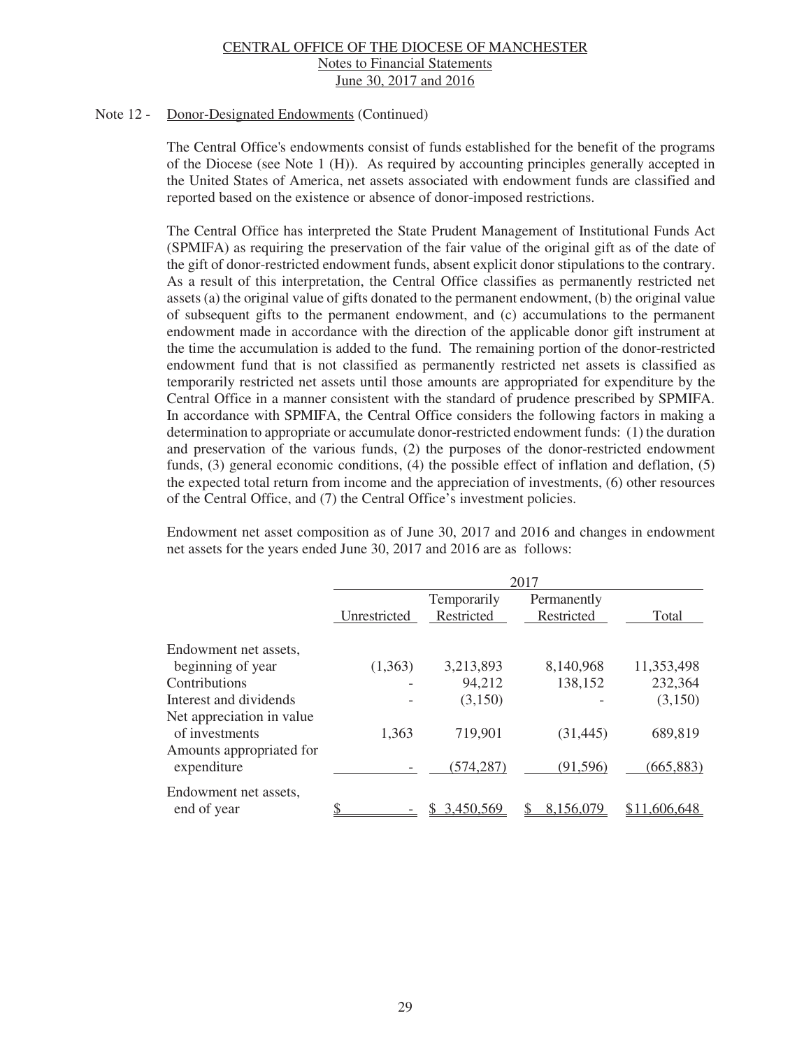CENTRAL OFFICE OF THE DIOCESE OF MANCHESTER
Notes to Financial Statements
June 30, 2017 and 2016

Note 12 - Donor-Designated Endowments (Continued)

The Central Office's endowments consist of funds established for the benefit of the programs of the Diocese (see Note 1 (H)). As required by accounting principles generally accepted in the United States of America, net assets associated with endowment funds are classified and reported based on the existence or absence of donor-imposed restrictions.

The Central Office has interpreted the State Prudent Management of Institutional Funds Act (SPMIFA) as requiring the preservation of the fair value of the original gift as of the date of the gift of donor-restricted endowment funds, absent explicit donor stipulations to the contrary. As a result of this interpretation, the Central Office classifies as permanently restricted net assets (a) the original value of gifts donated to the permanent endowment, (b) the original value of subsequent gifts to the permanent endowment, and (c) accumulations to the permanent endowment made in accordance with the direction of the applicable donor gift instrument at the time the accumulation is added to the fund. The remaining portion of the donor-restricted endowment fund that is not classified as permanently restricted net assets is classified as temporarily restricted net assets until those amounts are appropriated for expenditure by the Central Office in a manner consistent with the standard of prudence prescribed by SPMIFA. In accordance with SPMIFA, the Central Office considers the following factors in making a determination to appropriate or accumulate donor-restricted endowment funds: (1) the duration and preservation of the various funds, (2) the purposes of the donor-restricted endowment funds, (3) general economic conditions, (4) the possible effect of inflation and deflation, (5) the expected total return from income and the appreciation of investments, (6) other resources of the Central Office, and (7) the Central Office's investment policies.

Endowment net asset composition as of June 30, 2017 and 2016 and changes in endowment net assets for the years ended June 30, 2017 and 2016 are as follows:

| | 2017 | | | |
|---|---|---|---|---|
| | Unrestricted | Temporarily Restricted | Permanently Restricted | Total |
| Endowment net assets, beginning of year | (1,363) | 3,213,893 | 8,140,968 | 11,353,498 |
| Contributions | - | 94,212 | 138,152 | 232,364 |
| Interest and dividends | - | (3,150) | - | (3,150) |
| Net appreciation in value of investments | 1,363 | 719,901 | (31,445) | 689,819 |
| Amounts appropriated for expenditure | - | (574,287) | (91,596) | (665,883) |
| Endowment net assets, end of year | $ - | $ 3,450,569 | $ 8,156,079 | $11,606,648 |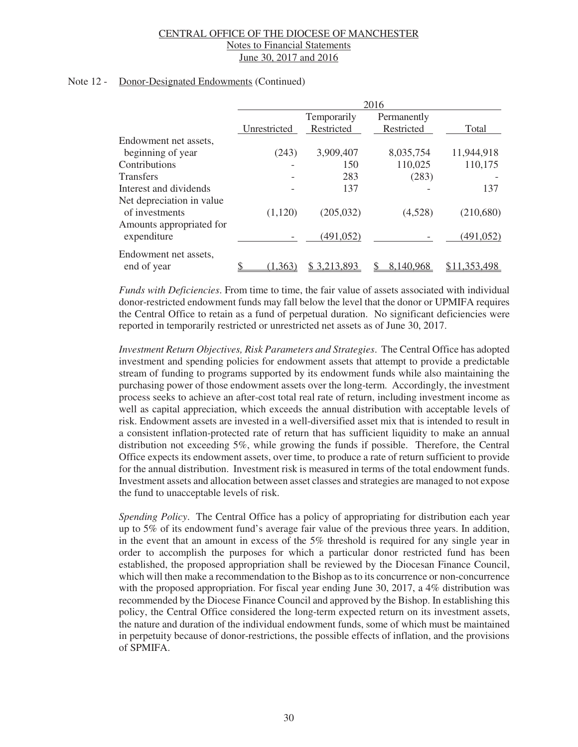Note 12 - Donor-Designated Endowments (Continued)

| | 2016 | | | |
|---|---|---|---|---|
| | Unrestricted | Temporarily Restricted | Permanently Restricted | Total |
| Endowment net assets, beginning of year | (243) | 3,909,407 | 8,035,754 | 11,944,918 |
| Contributions | - | 150 | 110,025 | 110,175 |
| Transfers | - | 283 | (283) | - |
| Interest and dividends | - | 137 | - | 137 |
| Net depreciation in value of investments | (1,120) | (205,032) | (4,528) | (210,680) |
| Amounts appropriated for expenditure | - | (491,052) | - | (491,052) |
| Endowment net assets, end of year | $ (1,363) | $ 3,213,893 | $ 8,140,968 | $11,353,498 |

*Funds with Deficiencies*. From time to time, the fair value of assets associated with individual donor-restricted endowment funds may fall below the level that the donor or UPMIFA requires the Central Office to retain as a fund of perpetual duration. No significant deficiencies were reported in temporarily restricted or unrestricted net assets as of June 30, 2017.

*Investment Return Objectives, Risk Parameters and Strategies*. The Central Office has adopted investment and spending policies for endowment assets that attempt to provide a predictable stream of funding to programs supported by its endowment funds while also maintaining the purchasing power of those endowment assets over the long-term. Accordingly, the investment process seeks to achieve an after-cost total real rate of return, including investment income as well as capital appreciation, which exceeds the annual distribution with acceptable levels of risk. Endowment assets are invested in a well-diversified asset mix that is intended to result in a consistent inflation-protected rate of return that has sufficient liquidity to make an annual distribution not exceeding 5%, while growing the funds if possible. Therefore, the Central Office expects its endowment assets, over time, to produce a rate of return sufficient to provide for the annual distribution. Investment risk is measured in terms of the total endowment funds. Investment assets and allocation between asset classes and strategies are managed to not expose the fund to unacceptable levels of risk.

*Spending Policy*. The Central Office has a policy of appropriating for distribution each year up to 5% of its endowment fund's average fair value of the previous three years. In addition, in the event that an amount in excess of the 5% threshold is required for any single year in order to accomplish the purposes for which a particular donor restricted fund has been established, the proposed appropriation shall be reviewed by the Diocesan Finance Council, which will then make a recommendation to the Bishop as to its concurrence or non-concurrence with the proposed appropriation. For fiscal year ending June 30, 2017, a 4% distribution was recommended by the Diocese Finance Council and approved by the Bishop. In establishing this policy, the Central Office considered the long-term expected return on its investment assets, the nature and duration of the individual endowment funds, some of which must be maintained in perpetuity because of donor-restrictions, the possible effects of inflation, and the provisions of SPMIFA.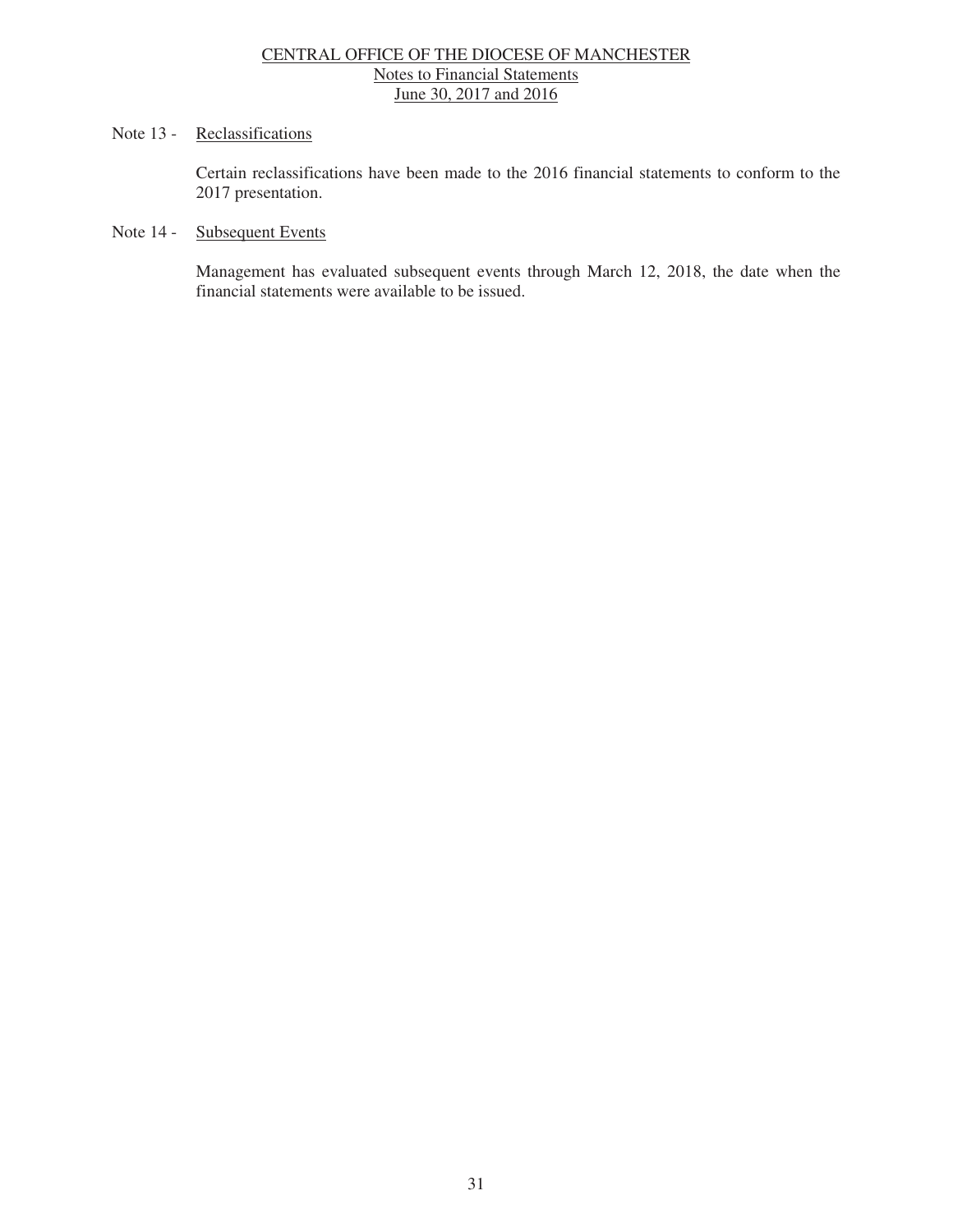## Note 13 - Reclassifications

Certain reclassifications have been made to the 2016 financial statements to conform to the 2017 presentation.

## Note 14 - Subsequent Events

Management has evaluated subsequent events through March 12, 2018, the date when the financial statements were available to be issued.